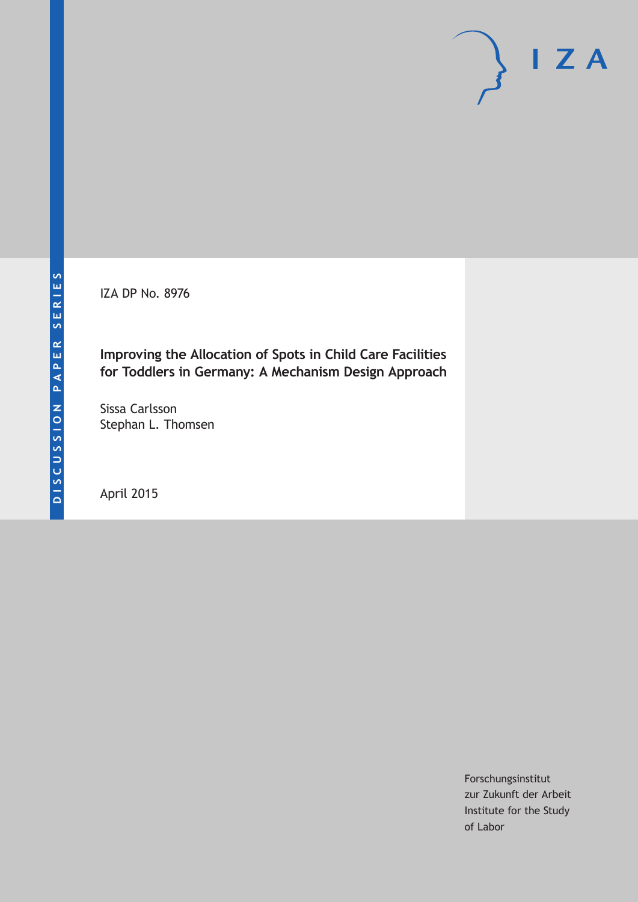DISCUSSION PAPER SERIES

IZA DP No. 8976

# Improving the Allocation of Spots in Child Care Facilities for Toddlers in Germany: A Mechanism Design Approach

Sissa Carlsson
Stephan L. Thomsen

April 2015

Forschungsinstitut
zur Zukunft der Arbeit
Institute for the Study
of Labor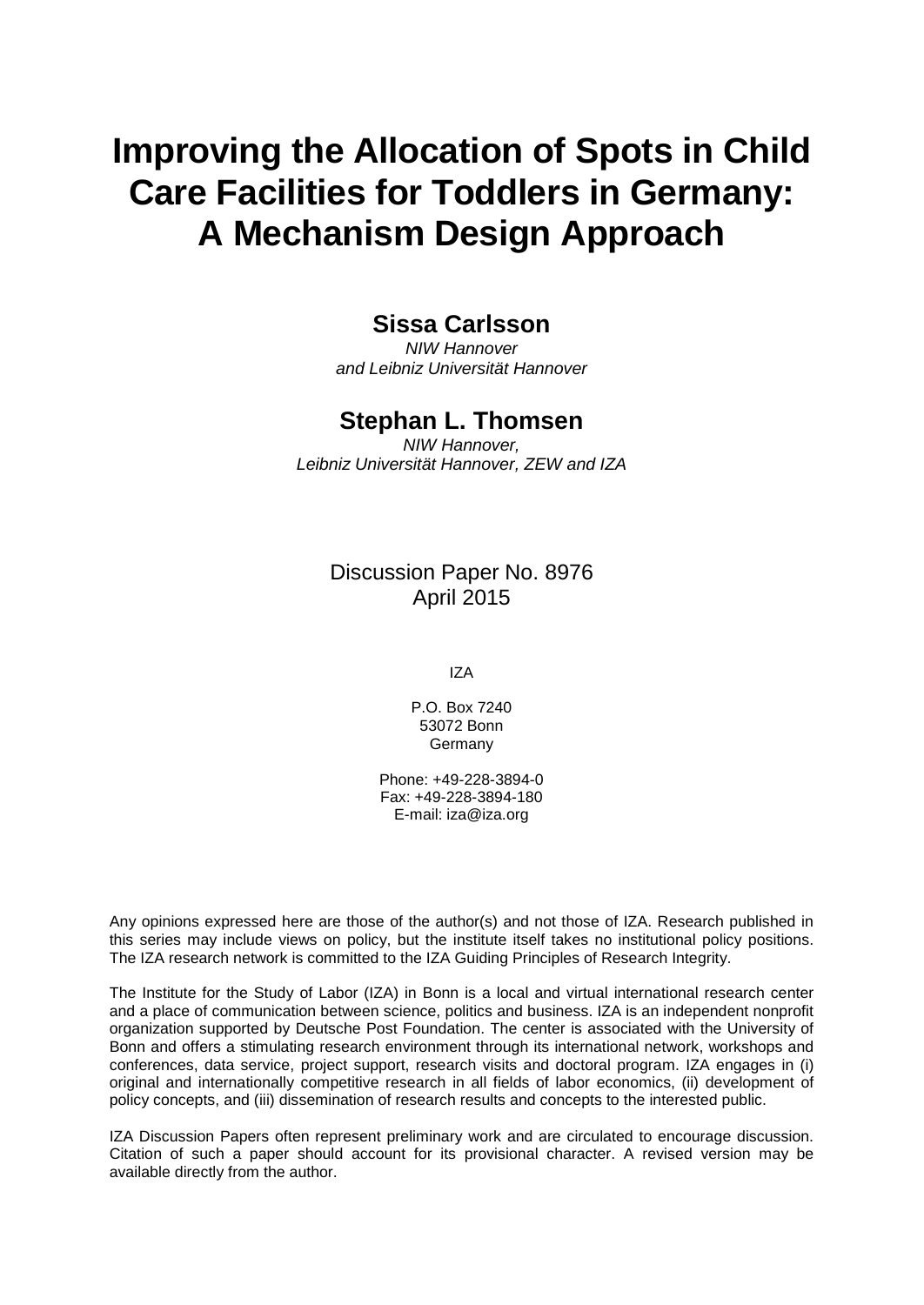# Improving the Allocation of Spots in Child Care Facilities for Toddlers in Germany: A Mechanism Design Approach

**Sissa Carlsson**

*NIW Hannover*
*and Leibniz Universität Hannover*

**Stephan L. Thomsen**

*NIW Hannover,*
*Leibniz Universität Hannover, ZEW and IZA*

Discussion Paper No. 8976
April 2015

IZA

P.O. Box 7240
53072 Bonn
Germany

Phone: +49-228-3894-0
Fax: +49-228-3894-180
E-mail: iza@iza.org

Any opinions expressed here are those of the author(s) and not those of IZA. Research published in this series may include views on policy, but the institute itself takes no institutional policy positions. The IZA research network is committed to the IZA Guiding Principles of Research Integrity.

The Institute for the Study of Labor (IZA) in Bonn is a local and virtual international research center and a place of communication between science, politics and business. IZA is an independent nonprofit organization supported by Deutsche Post Foundation. The center is associated with the University of Bonn and offers a stimulating research environment through its international network, workshops and conferences, data service, project support, research visits and doctoral program. IZA engages in (i) original and internationally competitive research in all fields of labor economics, (ii) development of policy concepts, and (iii) dissemination of research results and concepts to the interested public.

IZA Discussion Papers often represent preliminary work and are circulated to encourage discussion. Citation of such a paper should account for its provisional character. A revised version may be available directly from the author.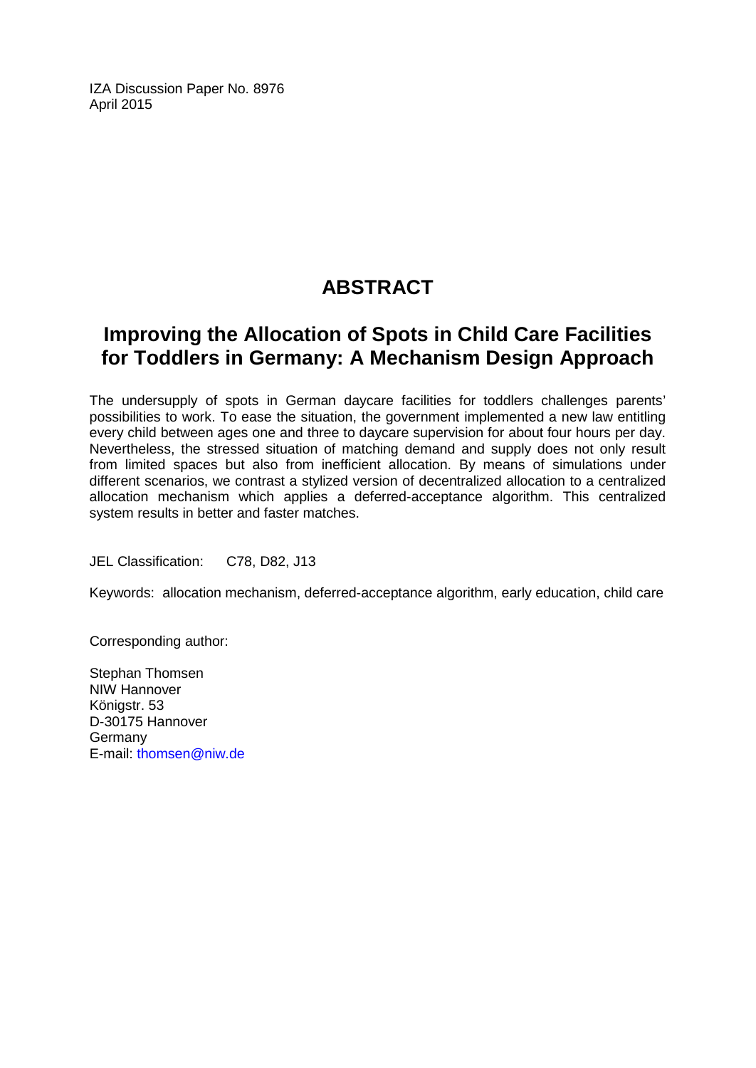IZA Discussion Paper No. 8976
April 2015

## ABSTRACT

## Improving the Allocation of Spots in Child Care Facilities for Toddlers in Germany: A Mechanism Design Approach

The undersupply of spots in German daycare facilities for toddlers challenges parents' possibilities to work. To ease the situation, the government implemented a new law entitling every child between ages one and three to daycare supervision for about four hours per day. Nevertheless, the stressed situation of matching demand and supply does not only result from limited spaces but also from inefficient allocation. By means of simulations under different scenarios, we contrast a stylized version of decentralized allocation to a centralized allocation mechanism which applies a deferred-acceptance algorithm. This centralized system results in better and faster matches.

JEL Classification: C78, D82, J13

Keywords: allocation mechanism, deferred-acceptance algorithm, early education, child care

Corresponding author:

Stephan Thomsen
NIW Hannover
Königstr. 53
D-30175 Hannover
Germany
E-mail: thomsen@niw.de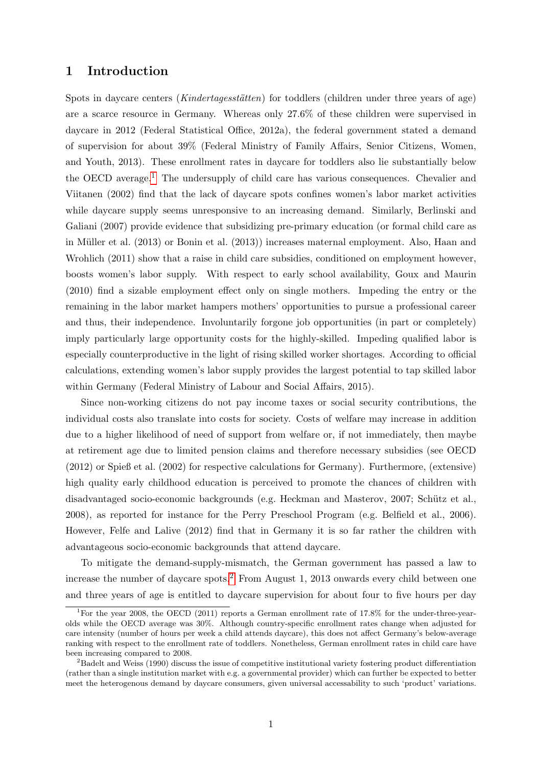# 1 Introduction

Spots in daycare centers (*Kindertagesstätten*) for toddlers (children under three years of age) are a scarce resource in Germany. Whereas only 27.6% of these children were supervised in daycare in 2012 (Federal Statistical Office, 2012a), the federal government stated a demand of supervision for about 39% (Federal Ministry of Family Affairs, Senior Citizens, Women, and Youth, 2013). These enrollment rates in daycare for toddlers also lie substantially below the OECD average.[1] The undersupply of child care has various consequences. Chevalier and Viitanen (2002) find that the lack of daycare spots confines women's labor market activities while daycare supply seems unresponsive to an increasing demand. Similarly, Berlinski and Galiani (2007) provide evidence that subsidizing pre-primary education (or formal child care as in Müller et al. (2013) or Bonin et al. (2013)) increases maternal employment. Also, Haan and Wrohlich (2011) show that a raise in child care subsidies, conditioned on employment however, boosts women's labor supply. With respect to early school availability, Goux and Maurin (2010) find a sizable employment effect only on single mothers. Impeding the entry or the remaining in the labor market hampers mothers' opportunities to pursue a professional career and thus, their independence. Involuntarily forgone job opportunities (in part or completely) imply particularly large opportunity costs for the highly-skilled. Impeding qualified labor is especially counterproductive in the light of rising skilled worker shortages. According to official calculations, extending women's labor supply provides the largest potential to tap skilled labor within Germany (Federal Ministry of Labour and Social Affairs, 2015).

Since non-working citizens do not pay income taxes or social security contributions, the individual costs also translate into costs for society. Costs of welfare may increase in addition due to a higher likelihood of need of support from welfare or, if not immediately, then maybe at retirement age due to limited pension claims and therefore necessary subsidies (see OECD (2012) or Spieß et al. (2002) for respective calculations for Germany). Furthermore, (extensive) high quality early childhood education is perceived to promote the chances of children with disadvantaged socio-economic backgrounds (e.g. Heckman and Masterov, 2007; Schütz et al., 2008), as reported for instance for the Perry Preschool Program (e.g. Belfield et al., 2006). However, Felfe and Lalive (2012) find that in Germany it is so far rather the children with advantageous socio-economic backgrounds that attend daycare.

To mitigate the demand-supply-mismatch, the German government has passed a law to increase the number of daycare spots.[2] From August 1, 2013 onwards every child between one and three years of age is entitled to daycare supervision for about four to five hours per day

[1] For the year 2008, the OECD (2011) reports a German enrollment rate of 17.8% for the under-three-year-olds while the OECD average was 30%. Although country-specific enrollment rates change when adjusted for care intensity (number of hours per week a child attends daycare), this does not affect Germany's below-average ranking with respect to the enrollment rate of toddlers. Nonetheless, German enrollment rates in child care have been increasing compared to 2008.

[2] Badelt and Weiss (1990) discuss the issue of competitive institutional variety fostering product differentiation (rather than a single institution market with e.g. a governmental provider) which can further be expected to better meet the heterogenous demand by daycare consumers, given universal accessability to such 'product' variations.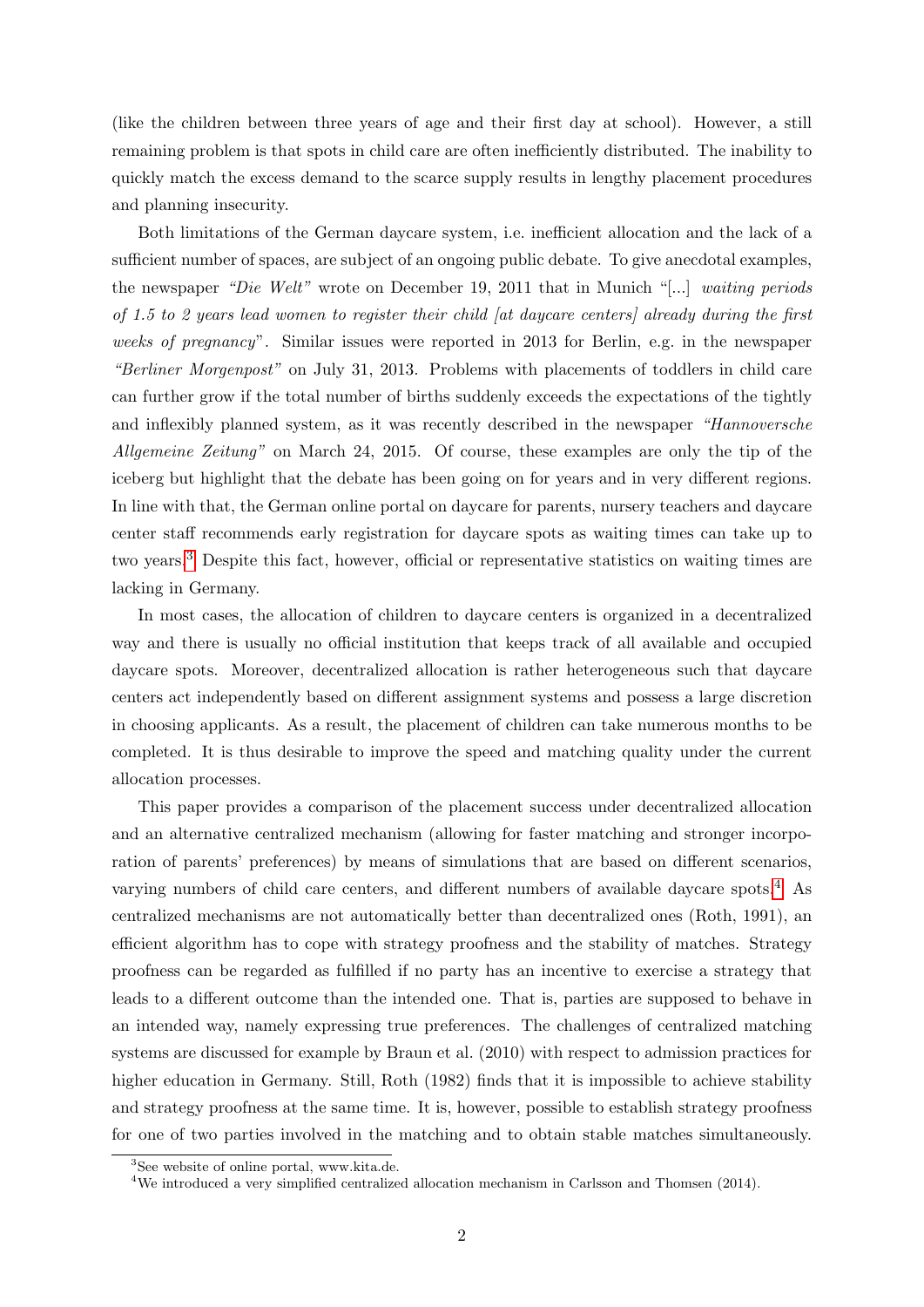(like the children between three years of age and their first day at school). However, a still remaining problem is that spots in child care are often inefficiently distributed. The inability to quickly match the excess demand to the scarce supply results in lengthy placement procedures and planning insecurity.

Both limitations of the German daycare system, i.e. inefficient allocation and the lack of a sufficient number of spaces, are subject of an ongoing public debate. To give anecdotal examples, the newspaper *"Die Welt"* wrote on December 19, 2011 that in Munich "[...] *waiting periods of 1.5 to 2 years lead women to register their child [at daycare centers] already during the first weeks of pregnancy*". Similar issues were reported in 2013 for Berlin, e.g. in the newspaper *"Berliner Morgenpost"* on July 31, 2013. Problems with placements of toddlers in child care can further grow if the total number of births suddenly exceeds the expectations of the tightly and inflexibly planned system, as it was recently described in the newspaper *"Hannoversche Allgemeine Zeitung"* on March 24, 2015. Of course, these examples are only the tip of the iceberg but highlight that the debate has been going on for years and in very different regions. In line with that, the German online portal on daycare for parents, nursery teachers and daycare center staff recommends early registration for daycare spots as waiting times can take up to two years.[3] Despite this fact, however, official or representative statistics on waiting times are lacking in Germany.

In most cases, the allocation of children to daycare centers is organized in a decentralized way and there is usually no official institution that keeps track of all available and occupied daycare spots. Moreover, decentralized allocation is rather heterogeneous such that daycare centers act independently based on different assignment systems and possess a large discretion in choosing applicants. As a result, the placement of children can take numerous months to be completed. It is thus desirable to improve the speed and matching quality under the current allocation processes.

This paper provides a comparison of the placement success under decentralized allocation and an alternative centralized mechanism (allowing for faster matching and stronger incorporation of parents' preferences) by means of simulations that are based on different scenarios, varying numbers of child care centers, and different numbers of available daycare spots.[4] As centralized mechanisms are not automatically better than decentralized ones (Roth, 1991), an efficient algorithm has to cope with strategy proofness and the stability of matches. Strategy proofness can be regarded as fulfilled if no party has an incentive to exercise a strategy that leads to a different outcome than the intended one. That is, parties are supposed to behave in an intended way, namely expressing true preferences. The challenges of centralized matching systems are discussed for example by Braun et al. (2010) with respect to admission practices for higher education in Germany. Still, Roth (1982) finds that it is impossible to achieve stability and strategy proofness at the same time. It is, however, possible to establish strategy proofness for one of two parties involved in the matching and to obtain stable matches simultaneously.

[3] See website of online portal, www.kita.de.

[4] We introduced a very simplified centralized allocation mechanism in Carlsson and Thomsen (2014).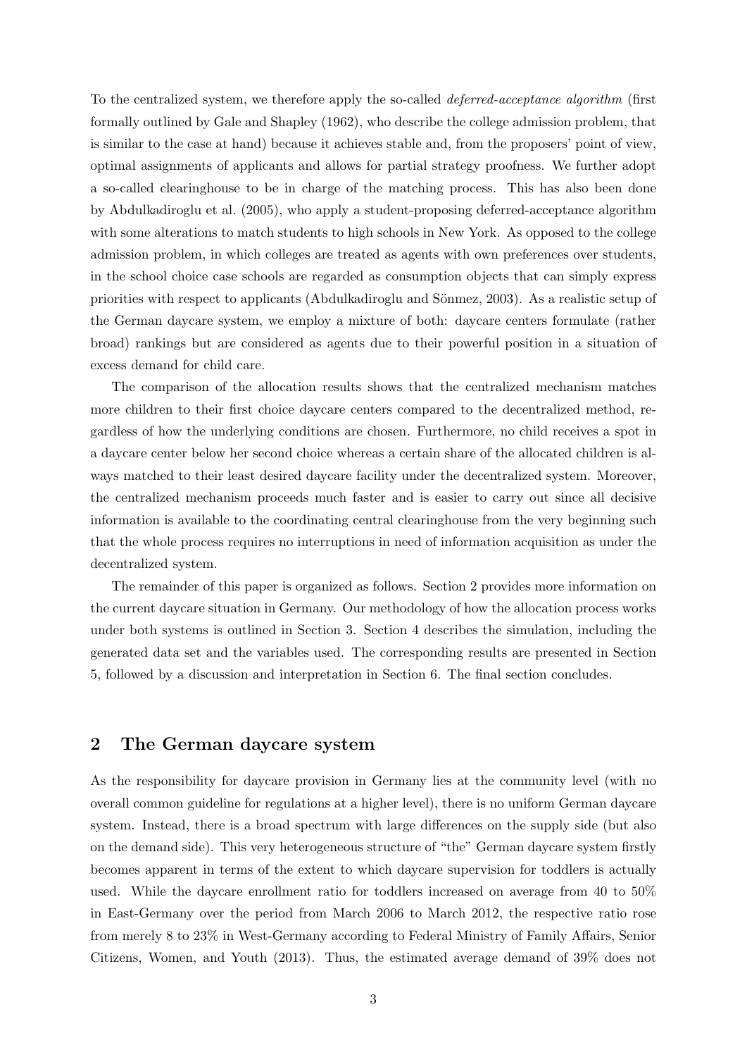To the centralized system, we therefore apply the so-called *deferred-acceptance algorithm* (first formally outlined by Gale and Shapley (1962), who describe the college admission problem, that is similar to the case at hand) because it achieves stable and, from the proposers' point of view, optimal assignments of applicants and allows for partial strategy proofness. We further adopt a so-called clearinghouse to be in charge of the matching process. This has also been done by Abdulkadiroglu et al. (2005), who apply a student-proposing deferred-acceptance algorithm with some alterations to match students to high schools in New York. As opposed to the college admission problem, in which colleges are treated as agents with own preferences over students, in the school choice case schools are regarded as consumption objects that can simply express priorities with respect to applicants (Abdulkadiroglu and Sönmez, 2003). As a realistic setup of the German daycare system, we employ a mixture of both: daycare centers formulate (rather broad) rankings but are considered as agents due to their powerful position in a situation of excess demand for child care.

The comparison of the allocation results shows that the centralized mechanism matches more children to their first choice daycare centers compared to the decentralized method, regardless of how the underlying conditions are chosen. Furthermore, no child receives a spot in a daycare center below her second choice whereas a certain share of the allocated children is always matched to their least desired daycare facility under the decentralized system. Moreover, the centralized mechanism proceeds much faster and is easier to carry out since all decisive information is available to the coordinating central clearinghouse from the very beginning such that the whole process requires no interruptions in need of information acquisition as under the decentralized system.

The remainder of this paper is organized as follows. Section 2 provides more information on the current daycare situation in Germany. Our methodology of how the allocation process works under both systems is outlined in Section 3. Section 4 describes the simulation, including the generated data set and the variables used. The corresponding results are presented in Section 5, followed by a discussion and interpretation in Section 6. The final section concludes.

## 2 The German daycare system

As the responsibility for daycare provision in Germany lies at the community level (with no overall common guideline for regulations at a higher level), there is no uniform German daycare system. Instead, there is a broad spectrum with large differences on the supply side (but also on the demand side). This very heterogeneous structure of "the" German daycare system firstly becomes apparent in terms of the extent to which daycare supervision for toddlers is actually used. While the daycare enrollment ratio for toddlers increased on average from 40 to 50% in East-Germany over the period from March 2006 to March 2012, the respective ratio rose from merely 8 to 23% in West-Germany according to Federal Ministry of Family Affairs, Senior Citizens, Women, and Youth (2013). Thus, the estimated average demand of 39% does not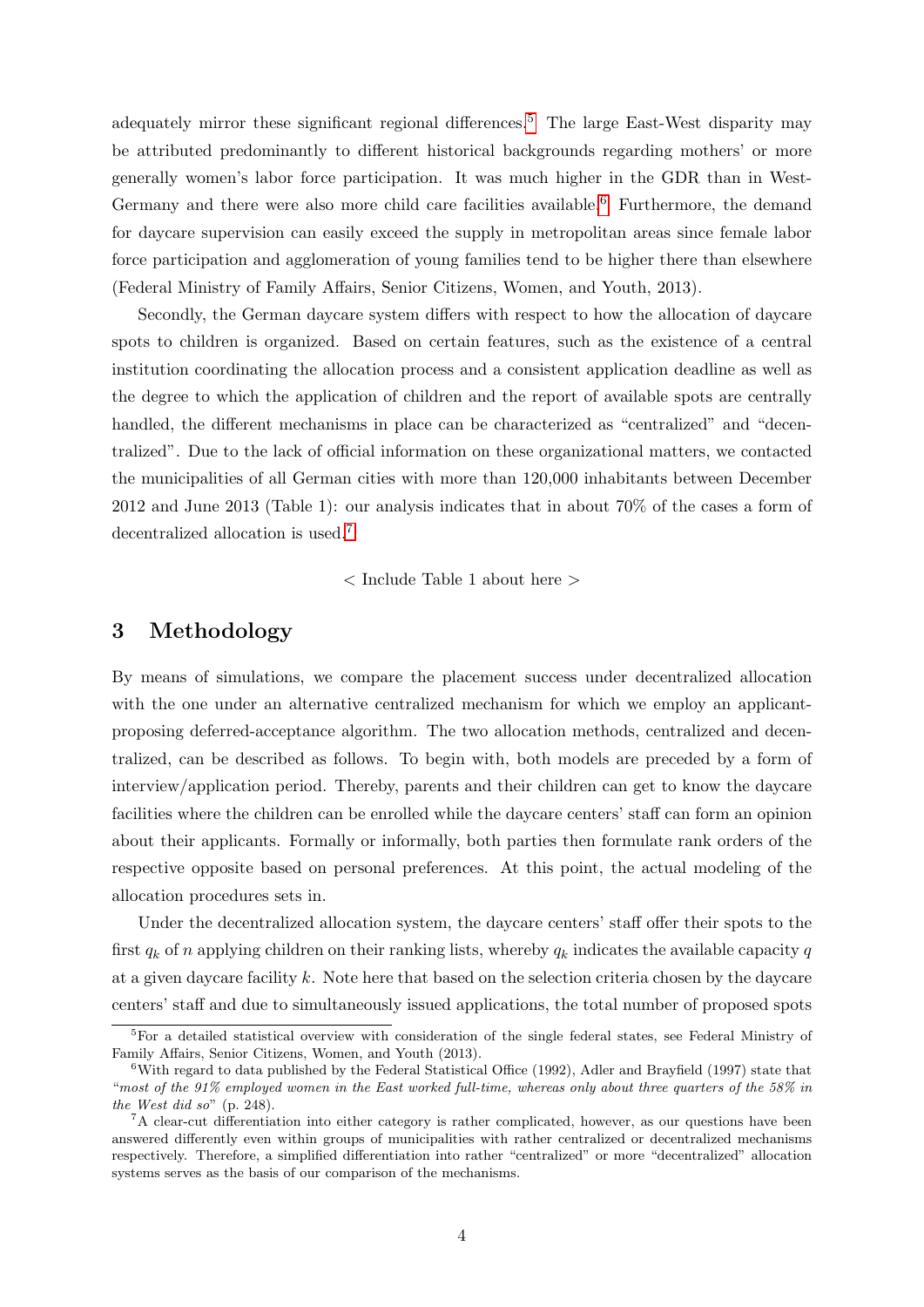adequately mirror these significant regional differences.[5] The large East-West disparity may be attributed predominantly to different historical backgrounds regarding mothers' or more generally women's labor force participation. It was much higher in the GDR than in West-Germany and there were also more child care facilities available.[6] Furthermore, the demand for daycare supervision can easily exceed the supply in metropolitan areas since female labor force participation and agglomeration of young families tend to be higher there than elsewhere (Federal Ministry of Family Affairs, Senior Citizens, Women, and Youth, 2013).

Secondly, the German daycare system differs with respect to how the allocation of daycare spots to children is organized. Based on certain features, such as the existence of a central institution coordinating the allocation process and a consistent application deadline as well as the degree to which the application of children and the report of available spots are centrally handled, the different mechanisms in place can be characterized as "centralized" and "decentralized". Due to the lack of official information on these organizational matters, we contacted the municipalities of all German cities with more than 120,000 inhabitants between December 2012 and June 2013 (Table 1): our analysis indicates that in about 70% of the cases a form of decentralized allocation is used.[7]

< Include Table 1 about here >

# 3 Methodology

By means of simulations, we compare the placement success under decentralized allocation with the one under an alternative centralized mechanism for which we employ an applicant-proposing deferred-acceptance algorithm. The two allocation methods, centralized and decentralized, can be described as follows. To begin with, both models are preceded by a form of interview/application period. Thereby, parents and their children can get to know the daycare facilities where the children can be enrolled while the daycare centers' staff can form an opinion about their applicants. Formally or informally, both parties then formulate rank orders of the respective opposite based on personal preferences. At this point, the actual modeling of the allocation procedures sets in.

Under the decentralized allocation system, the daycare centers' staff offer their spots to the first $q_k$ of $n$ applying children on their ranking lists, whereby $q_k$ indicates the available capacity $q$ at a given daycare facility $k$. Note here that based on the selection criteria chosen by the daycare centers' staff and due to simultaneously issued applications, the total number of proposed spots

[5] For a detailed statistical overview with consideration of the single federal states, see Federal Ministry of Family Affairs, Senior Citizens, Women, and Youth (2013).

[6] With regard to data published by the Federal Statistical Office (1992), Adler and Brayfield (1997) state that "*most of the 91% employed women in the East worked full-time, whereas only about three quarters of the 58% in the West did so*" (p. 248).

[7] A clear-cut differentiation into either category is rather complicated, however, as our questions have been answered differently even within groups of municipalities with rather centralized or decentralized mechanisms respectively. Therefore, a simplified differentiation into rather "centralized" or more "decentralized" allocation systems serves as the basis of our comparison of the mechanisms.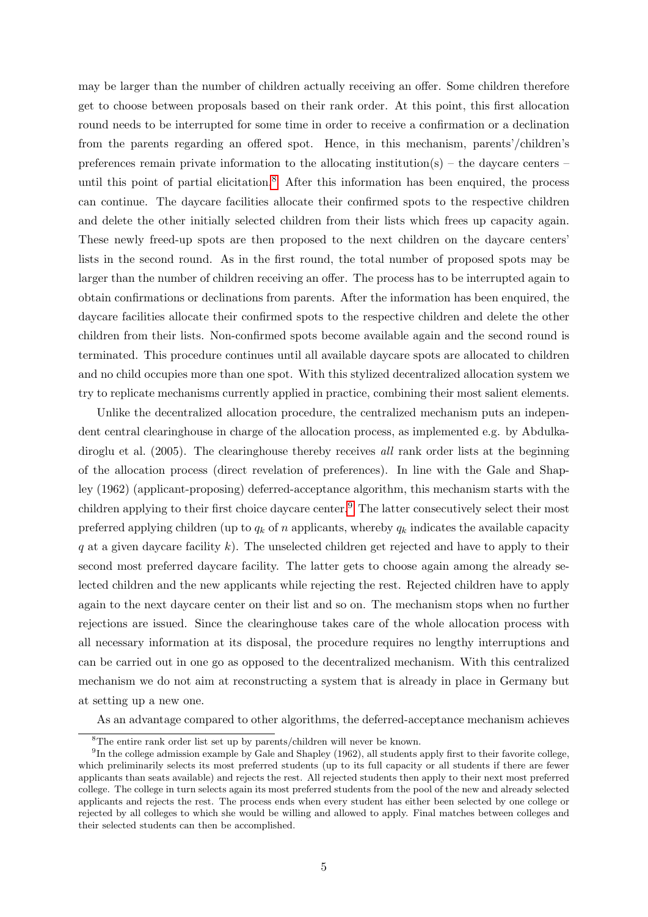may be larger than the number of children actually receiving an offer. Some children therefore get to choose between proposals based on their rank order. At this point, this first allocation round needs to be interrupted for some time in order to receive a confirmation or a declination from the parents regarding an offered spot. Hence, in this mechanism, parents'/children's preferences remain private information to the allocating institution(s) – the daycare centers – until this point of partial elicitation.[8] After this information has been enquired, the process can continue. The daycare facilities allocate their confirmed spots to the respective children and delete the other initially selected children from their lists which frees up capacity again. These newly freed-up spots are then proposed to the next children on the daycare centers' lists in the second round. As in the first round, the total number of proposed spots may be larger than the number of children receiving an offer. The process has to be interrupted again to obtain confirmations or declinations from parents. After the information has been enquired, the daycare facilities allocate their confirmed spots to the respective children and delete the other children from their lists. Non-confirmed spots become available again and the second round is terminated. This procedure continues until all available daycare spots are allocated to children and no child occupies more than one spot. With this stylized decentralized allocation system we try to replicate mechanisms currently applied in practice, combining their most salient elements.

Unlike the decentralized allocation procedure, the centralized mechanism puts an independent central clearinghouse in charge of the allocation process, as implemented e.g. by Abdulkadiroglu et al. (2005). The clearinghouse thereby receives *all* rank order lists at the beginning of the allocation process (direct revelation of preferences). In line with the Gale and Shapley (1962) (applicant-proposing) deferred-acceptance algorithm, this mechanism starts with the children applying to their first choice daycare center.[9] The latter consecutively select their most preferred applying children (up to $q_k$ of $n$ applicants, whereby $q_k$ indicates the available capacity $q$ at a given daycare facility $k$). The unselected children get rejected and have to apply to their second most preferred daycare facility. The latter gets to choose again among the already selected children and the new applicants while rejecting the rest. Rejected children have to apply again to the next daycare center on their list and so on. The mechanism stops when no further rejections are issued. Since the clearinghouse takes care of the whole allocation process with all necessary information at its disposal, the procedure requires no lengthy interruptions and can be carried out in one go as opposed to the decentralized mechanism. With this centralized mechanism we do not aim at reconstructing a system that is already in place in Germany but at setting up a new one.

As an advantage compared to other algorithms, the deferred-acceptance mechanism achieves

[8] The entire rank order list set up by parents/children will never be known.

[9] In the college admission example by Gale and Shapley (1962), all students apply first to their favorite college, which preliminarily selects its most preferred students (up to its full capacity or all students if there are fewer applicants than seats available) and rejects the rest. All rejected students then apply to their next most preferred college. The college in turn selects again its most preferred students from the pool of the new and already selected applicants and rejects the rest. The process ends when every student has either been selected by one college or rejected by all colleges to which she would be willing and allowed to apply. Final matches between colleges and their selected students can then be accomplished.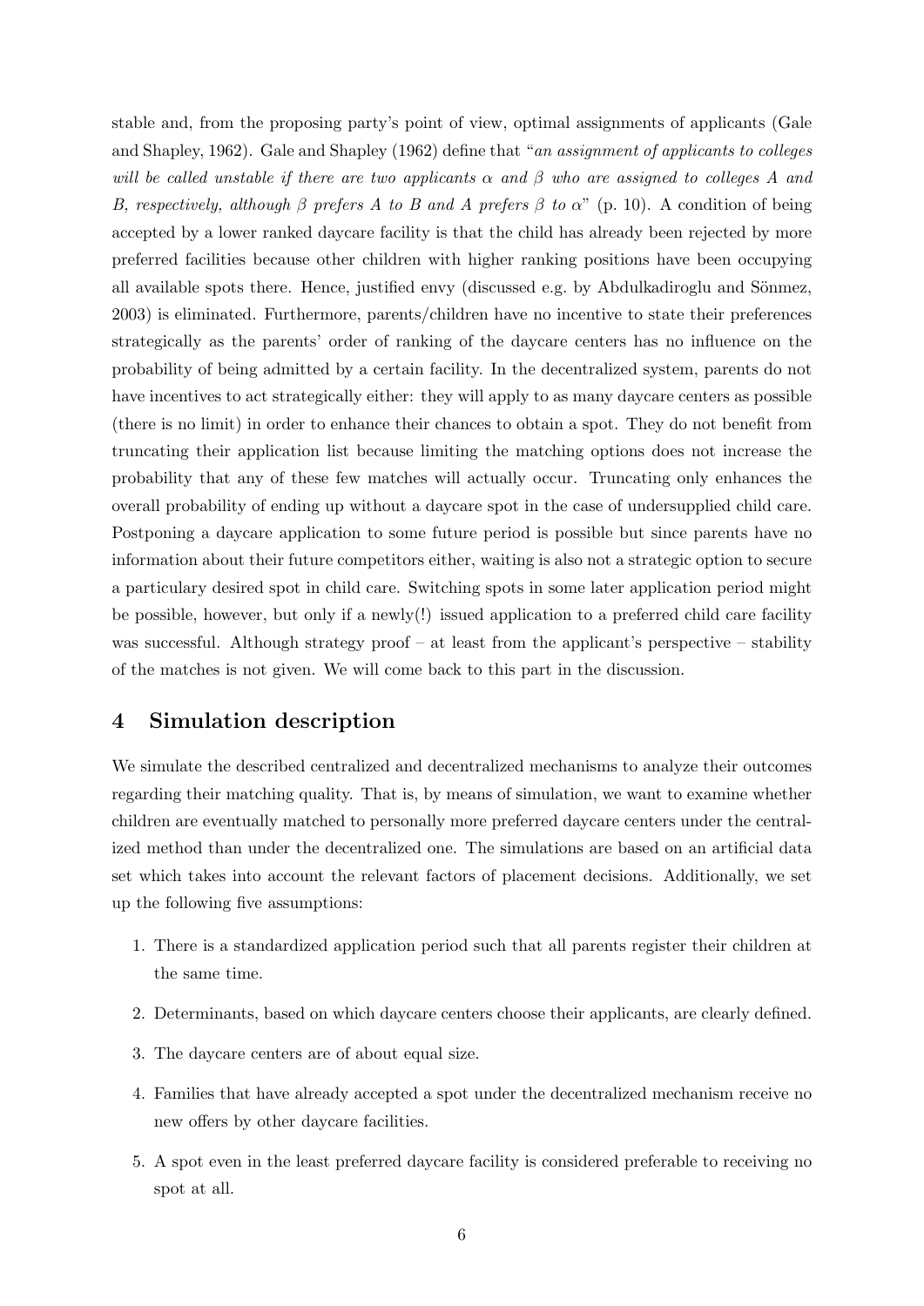stable and, from the proposing party's point of view, optimal assignments of applicants (Gale and Shapley, 1962). Gale and Shapley (1962) define that "*an assignment of applicants to colleges will be called unstable if there are two applicants $\alpha$ and $\beta$ who are assigned to colleges A and B, respectively, although $\beta$ prefers A to B and A prefers $\beta$ to $\alpha$*" (p. 10). A condition of being accepted by a lower ranked daycare facility is that the child has already been rejected by more preferred facilities because other children with higher ranking positions have been occupying all available spots there. Hence, justified envy (discussed e.g. by Abdulkadiroglu and Sönmez, 2003) is eliminated. Furthermore, parents/children have no incentive to state their preferences strategically as the parents' order of ranking of the daycare centers has no influence on the probability of being admitted by a certain facility. In the decentralized system, parents do not have incentives to act strategically either: they will apply to as many daycare centers as possible (there is no limit) in order to enhance their chances to obtain a spot. They do not benefit from truncating their application list because limiting the matching options does not increase the probability that any of these few matches will actually occur. Truncating only enhances the overall probability of ending up without a daycare spot in the case of undersupplied child care. Postponing a daycare application to some future period is possible but since parents have no information about their future competitors either, waiting is also not a strategic option to secure a particular desired spot in child care. Switching spots in some later application period might be possible, however, but only if a newly(!) issued application to a preferred child care facility was successful. Although strategy proof – at least from the applicant's perspective – stability of the matches is not given. We will come back to this part in the discussion.

## 4 Simulation description

We simulate the described centralized and decentralized mechanisms to analyze their outcomes regarding their matching quality. That is, by means of simulation, we want to examine whether children are eventually matched to personally more preferred daycare centers under the centralized method than under the decentralized one. The simulations are based on an artificial data set which takes into account the relevant factors of placement decisions. Additionally, we set up the following five assumptions:

1. There is a standardized application period such that all parents register their children at the same time.
2. Determinants, based on which daycare centers choose their applicants, are clearly defined.
3. The daycare centers are of about equal size.
4. Families that have already accepted a spot under the decentralized mechanism receive no new offers by other daycare facilities.
5. A spot even in the least preferred daycare facility is considered preferable to receiving no spot at all.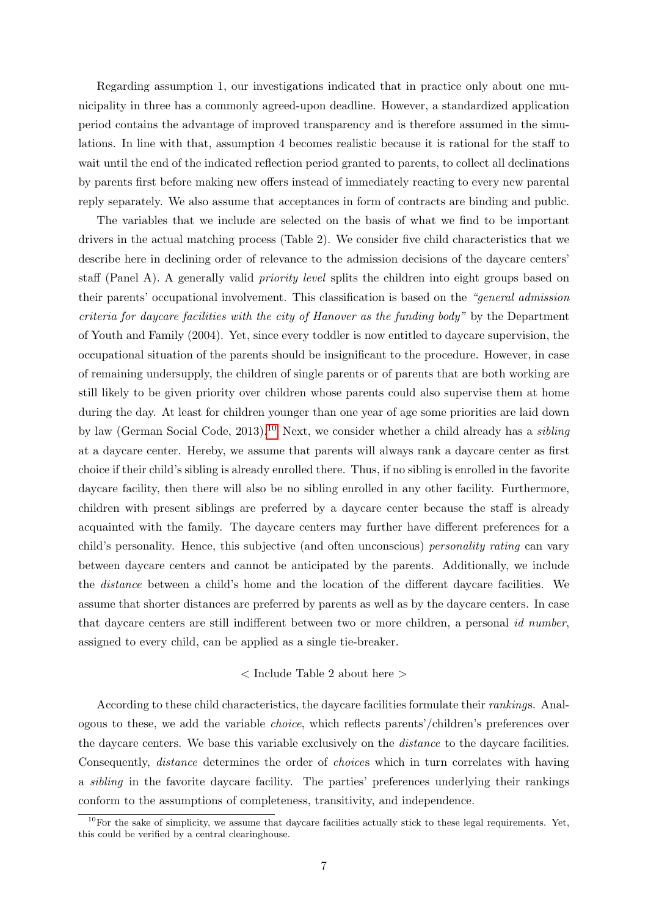Regarding assumption 1, our investigations indicated that in practice only about one municipality in three has a commonly agreed-upon deadline. However, a standardized application period contains the advantage of improved transparency and is therefore assumed in the simulations. In line with that, assumption 4 becomes realistic because it is rational for the staff to wait until the end of the indicated reflection period granted to parents, to collect all declinations by parents first before making new offers instead of immediately reacting to every new parental reply separately. We also assume that acceptances in form of contracts are binding and public.

The variables that we include are selected on the basis of what we find to be important drivers in the actual matching process (Table 2). We consider five child characteristics that we describe here in declining order of relevance to the admission decisions of the daycare centers' staff (Panel A). A generally valid *priority level* splits the children into eight groups based on their parents' occupational involvement. This classification is based on the *"general admission criteria for daycare facilities with the city of Hanover as the funding body"* by the Department of Youth and Family (2004). Yet, since every toddler is now entitled to daycare supervision, the occupational situation of the parents should be insignificant to the procedure. However, in case of remaining undersupply, the children of single parents or of parents that are both working are still likely to be given priority over children whose parents could also supervise them at home during the day. At least for children younger than one year of age some priorities are laid down by law (German Social Code, 2013).[10] Next, we consider whether a child already has a *sibling* at a daycare center. Hereby, we assume that parents will always rank a daycare center as first choice if their child's sibling is already enrolled there. Thus, if no sibling is enrolled in the favorite daycare facility, then there will also be no sibling enrolled in any other facility. Furthermore, children with present siblings are preferred by a daycare center because the staff is already acquainted with the family. The daycare centers may further have different preferences for a child's personality. Hence, this subjective (and often unconscious) *personality rating* can vary between daycare centers and cannot be anticipated by the parents. Additionally, we include the *distance* between a child's home and the location of the different daycare facilities. We assume that shorter distances are preferred by parents as well as by the daycare centers. In case that daycare centers are still indifferent between two or more children, a personal *id number*, assigned to every child, can be applied as a single tie-breaker.

< Include Table 2 about here >

According to these child characteristics, the daycare facilities formulate their *ranking*s. Analogous to these, we add the variable *choice*, which reflects parents'/children's preferences over the daycare centers. We base this variable exclusively on the *distance* to the daycare facilities. Consequently, *distance* determines the order of *choice*s which in turn correlates with having a *sibling* in the favorite daycare facility. The parties' preferences underlying their rankings conform to the assumptions of completeness, transitivity, and independence.

[10] For the sake of simplicity, we assume that daycare facilities actually stick to these legal requirements. Yet, this could be verified by a central clearinghouse.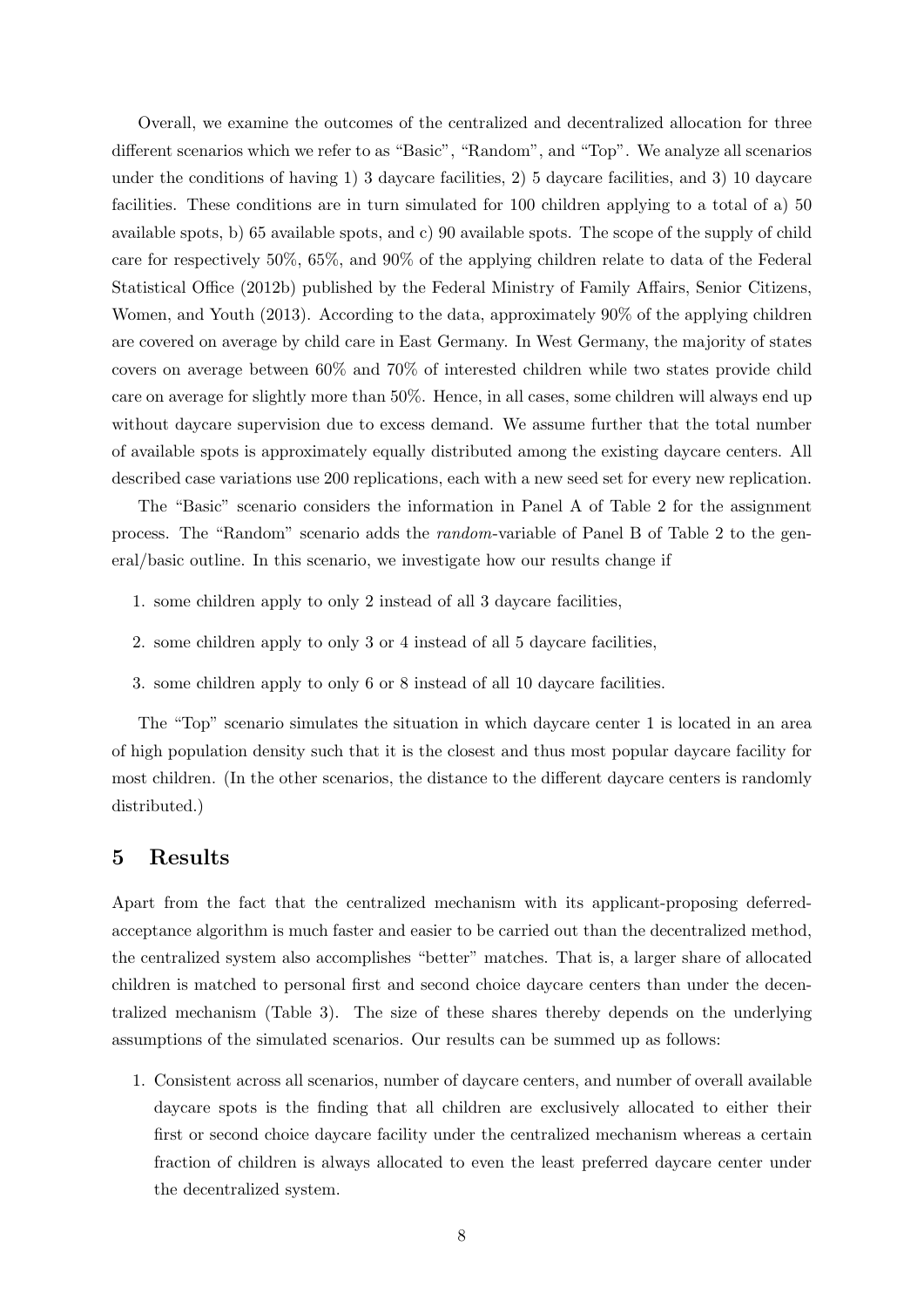Overall, we examine the outcomes of the centralized and decentralized allocation for three different scenarios which we refer to as "Basic", "Random", and "Top". We analyze all scenarios under the conditions of having 1) 3 daycare facilities, 2) 5 daycare facilities, and 3) 10 daycare facilities. These conditions are in turn simulated for 100 children applying to a total of a) 50 available spots, b) 65 available spots, and c) 90 available spots. The scope of the supply of child care for respectively 50%, 65%, and 90% of the applying children relate to data of the Federal Statistical Office (2012b) published by the Federal Ministry of Family Affairs, Senior Citizens, Women, and Youth (2013). According to the data, approximately 90% of the applying children are covered on average by child care in East Germany. In West Germany, the majority of states covers on average between 60% and 70% of interested children while two states provide child care on average for slightly more than 50%. Hence, in all cases, some children will always end up without daycare supervision due to excess demand. We assume further that the total number of available spots is approximately equally distributed among the existing daycare centers. All described case variations use 200 replications, each with a new seed set for every new replication.

The "Basic" scenario considers the information in Panel A of Table 2 for the assignment process. The "Random" scenario adds the *random*-variable of Panel B of Table 2 to the general/basic outline. In this scenario, we investigate how our results change if

1. some children apply to only 2 instead of all 3 daycare facilities,
2. some children apply to only 3 or 4 instead of all 5 daycare facilities,
3. some children apply to only 6 or 8 instead of all 10 daycare facilities.

The "Top" scenario simulates the situation in which daycare center 1 is located in an area of high population density such that it is the closest and thus most popular daycare facility for most children. (In the other scenarios, the distance to the different daycare centers is randomly distributed.)

# 5 Results

Apart from the fact that the centralized mechanism with its applicant-proposing deferred-acceptance algorithm is much faster and easier to be carried out than the decentralized method, the centralized system also accomplishes "better" matches. That is, a larger share of allocated children is matched to personal first and second choice daycare centers than under the decentralized mechanism (Table 3). The size of these shares thereby depends on the underlying assumptions of the simulated scenarios. Our results can be summed up as follows:

1. Consistent across all scenarios, number of daycare centers, and number of overall available daycare spots is the finding that all children are exclusively allocated to either their first or second choice daycare facility under the centralized mechanism whereas a certain fraction of children is always allocated to even the least preferred daycare center under the decentralized system.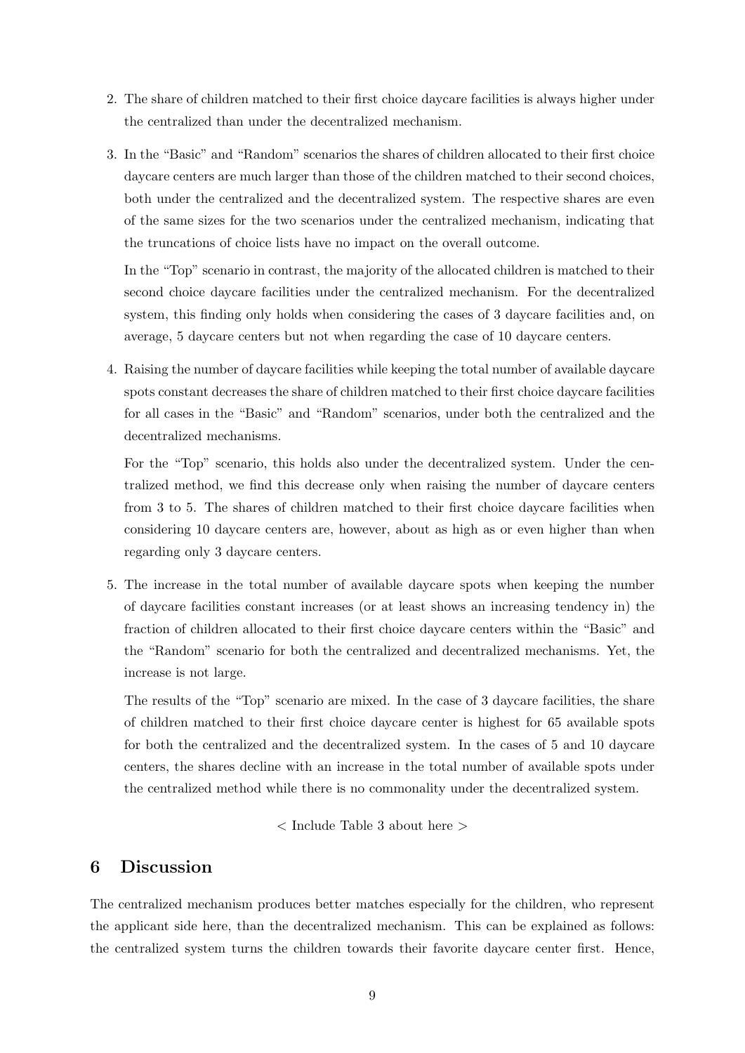2. The share of children matched to their first choice daycare facilities is always higher under the centralized than under the decentralized mechanism.

3. In the "Basic" and "Random" scenarios the shares of children allocated to their first choice daycare centers are much larger than those of the children matched to their second choices, both under the centralized and the decentralized system. The respective shares are even of the same sizes for the two scenarios under the centralized mechanism, indicating that the truncations of choice lists have no impact on the overall outcome.

   In the "Top" scenario in contrast, the majority of the allocated children is matched to their second choice daycare facilities under the centralized mechanism. For the decentralized system, this finding only holds when considering the cases of 3 daycare facilities and, on average, 5 daycare centers but not when regarding the case of 10 daycare centers.

4. Raising the number of daycare facilities while keeping the total number of available daycare spots constant decreases the share of children matched to their first choice daycare facilities for all cases in the "Basic" and "Random" scenarios, under both the centralized and the decentralized mechanisms.

   For the "Top" scenario, this holds also under the decentralized system. Under the centralized method, we find this decrease only when raising the number of daycare centers from 3 to 5. The shares of children matched to their first choice daycare facilities when considering 10 daycare centers are, however, about as high as or even higher than when regarding only 3 daycare centers.

5. The increase in the total number of available daycare spots when keeping the number of daycare facilities constant increases (or at least shows an increasing tendency in) the fraction of children allocated to their first choice daycare centers within the "Basic" and the "Random" scenario for both the centralized and decentralized mechanisms. Yet, the increase is not large.

   The results of the "Top" scenario are mixed. In the case of 3 daycare facilities, the share of children matched to their first choice daycare center is highest for 65 available spots for both the centralized and the decentralized system. In the cases of 5 and 10 daycare centers, the shares decline with an increase in the total number of available spots under the centralized method while there is no commonality under the decentralized system.

< Include Table 3 about here >

## 6 Discussion

The centralized mechanism produces better matches especially for the children, who represent the applicant side here, than the decentralized mechanism. This can be explained as follows: the centralized system turns the children towards their favorite daycare center first. Hence,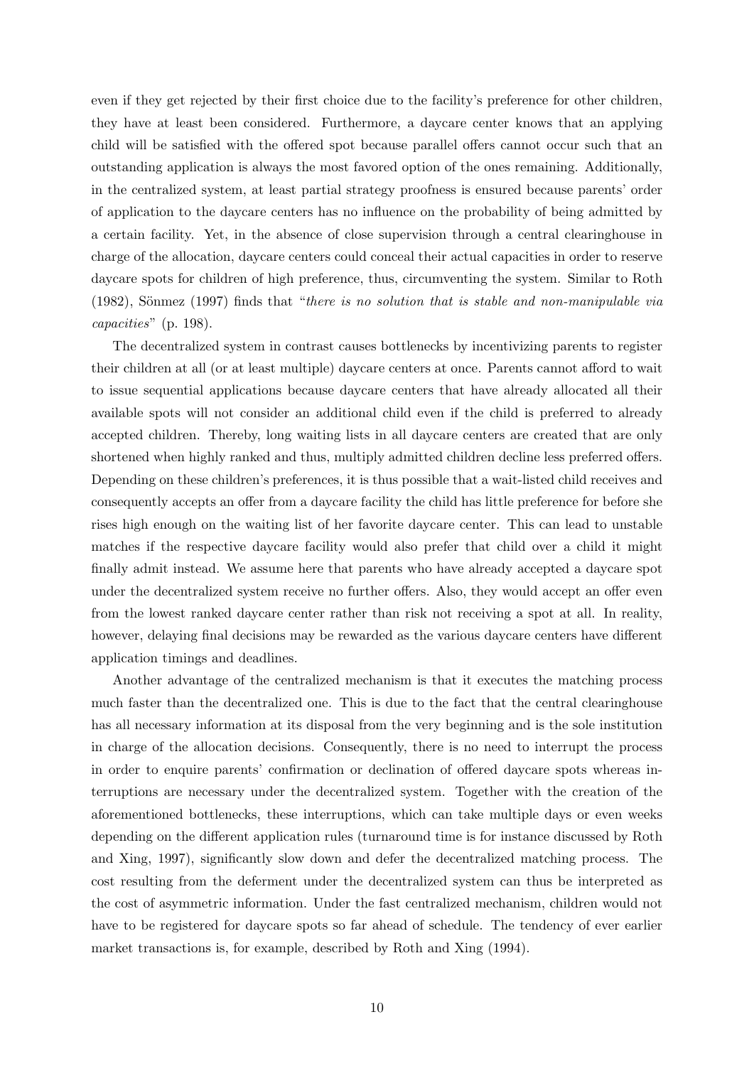even if they get rejected by their first choice due to the facility's preference for other children, they have at least been considered. Furthermore, a daycare center knows that an applying child will be satisfied with the offered spot because parallel offers cannot occur such that an outstanding application is always the most favored option of the ones remaining. Additionally, in the centralized system, at least partial strategy proofness is ensured because parents' order of application to the daycare centers has no influence on the probability of being admitted by a certain facility. Yet, in the absence of close supervision through a central clearinghouse in charge of the allocation, daycare centers could conceal their actual capacities in order to reserve daycare spots for children of high preference, thus, circumventing the system. Similar to Roth (1982), Sönmez (1997) finds that "*there is no solution that is stable and non-manipulable via capacities*" (p. 198).

The decentralized system in contrast causes bottlenecks by incentivizing parents to register their children at all (or at least multiple) daycare centers at once. Parents cannot afford to wait to issue sequential applications because daycare centers that have already allocated all their available spots will not consider an additional child even if the child is preferred to already accepted children. Thereby, long waiting lists in all daycare centers are created that are only shortened when highly ranked and thus, multiply admitted children decline less preferred offers. Depending on these children's preferences, it is thus possible that a wait-listed child receives and consequently accepts an offer from a daycare facility the child has little preference for before she rises high enough on the waiting list of her favorite daycare center. This can lead to unstable matches if the respective daycare facility would also prefer that child over a child it might finally admit instead. We assume here that parents who have already accepted a daycare spot under the decentralized system receive no further offers. Also, they would accept an offer even from the lowest ranked daycare center rather than risk not receiving a spot at all. In reality, however, delaying final decisions may be rewarded as the various daycare centers have different application timings and deadlines.

Another advantage of the centralized mechanism is that it executes the matching process much faster than the decentralized one. This is due to the fact that the central clearinghouse has all necessary information at its disposal from the very beginning and is the sole institution in charge of the allocation decisions. Consequently, there is no need to interrupt the process in order to enquire parents' confirmation or declination of offered daycare spots whereas interruptions are necessary under the decentralized system. Together with the creation of the aforementioned bottlenecks, these interruptions, which can take multiple days or even weeks depending on the different application rules (turnaround time is for instance discussed by Roth and Xing, 1997), significantly slow down and defer the decentralized matching process. The cost resulting from the deferment under the decentralized system can thus be interpreted as the cost of asymmetric information. Under the fast centralized mechanism, children would not have to be registered for daycare spots so far ahead of schedule. The tendency of ever earlier market transactions is, for example, described by Roth and Xing (1994).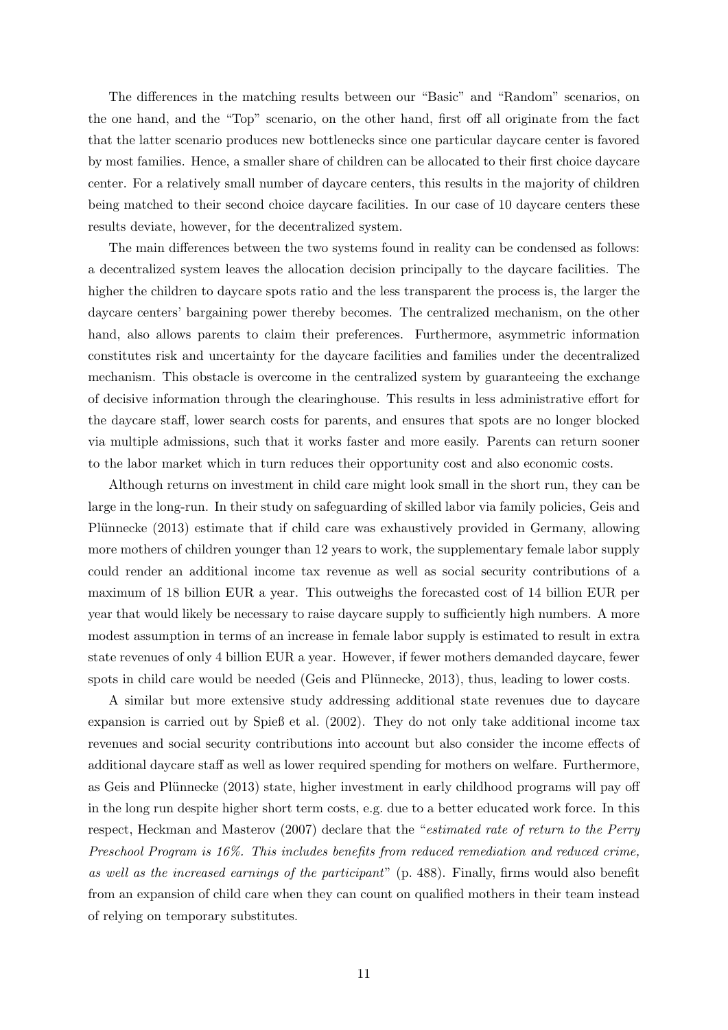The differences in the matching results between our "Basic" and "Random" scenarios, on the one hand, and the "Top" scenario, on the other hand, first off all originate from the fact that the latter scenario produces new bottlenecks since one particular daycare center is favored by most families. Hence, a smaller share of children can be allocated to their first choice daycare center. For a relatively small number of daycare centers, this results in the majority of children being matched to their second choice daycare facilities. In our case of 10 daycare centers these results deviate, however, for the decentralized system.

The main differences between the two systems found in reality can be condensed as follows: a decentralized system leaves the allocation decision principally to the daycare facilities. The higher the children to daycare spots ratio and the less transparent the process is, the larger the daycare centers' bargaining power thereby becomes. The centralized mechanism, on the other hand, also allows parents to claim their preferences. Furthermore, asymmetric information constitutes risk and uncertainty for the daycare facilities and families under the decentralized mechanism. This obstacle is overcome in the centralized system by guaranteeing the exchange of decisive information through the clearinghouse. This results in less administrative effort for the daycare staff, lower search costs for parents, and ensures that spots are no longer blocked via multiple admissions, such that it works faster and more easily. Parents can return sooner to the labor market which in turn reduces their opportunity cost and also economic costs.

Although returns on investment in child care might look small in the short run, they can be large in the long-run. In their study on safeguarding of skilled labor via family policies, Geis and Plünnecke (2013) estimate that if child care was exhaustively provided in Germany, allowing more mothers of children younger than 12 years to work, the supplementary female labor supply could render an additional income tax revenue as well as social security contributions of a maximum of 18 billion EUR a year. This outweighs the forecasted cost of 14 billion EUR per year that would likely be necessary to raise daycare supply to sufficiently high numbers. A more modest assumption in terms of an increase in female labor supply is estimated to result in extra state revenues of only 4 billion EUR a year. However, if fewer mothers demanded daycare, fewer spots in child care would be needed (Geis and Plünnecke, 2013), thus, leading to lower costs.

A similar but more extensive study addressing additional state revenues due to daycare expansion is carried out by Spieß et al. (2002). They do not only take additional income tax revenues and social security contributions into account but also consider the income effects of additional daycare staff as well as lower required spending for mothers on welfare. Furthermore, as Geis and Plünnecke (2013) state, higher investment in early childhood programs will pay off in the long run despite higher short term costs, e.g. due to a better educated work force. In this respect, Heckman and Masterov (2007) declare that the "*estimated rate of return to the Perry Preschool Program is 16%. This includes benefits from reduced remediation and reduced crime, as well as the increased earnings of the participant*" (p. 488). Finally, firms would also benefit from an expansion of child care when they can count on qualified mothers in their team instead of relying on temporary substitutes.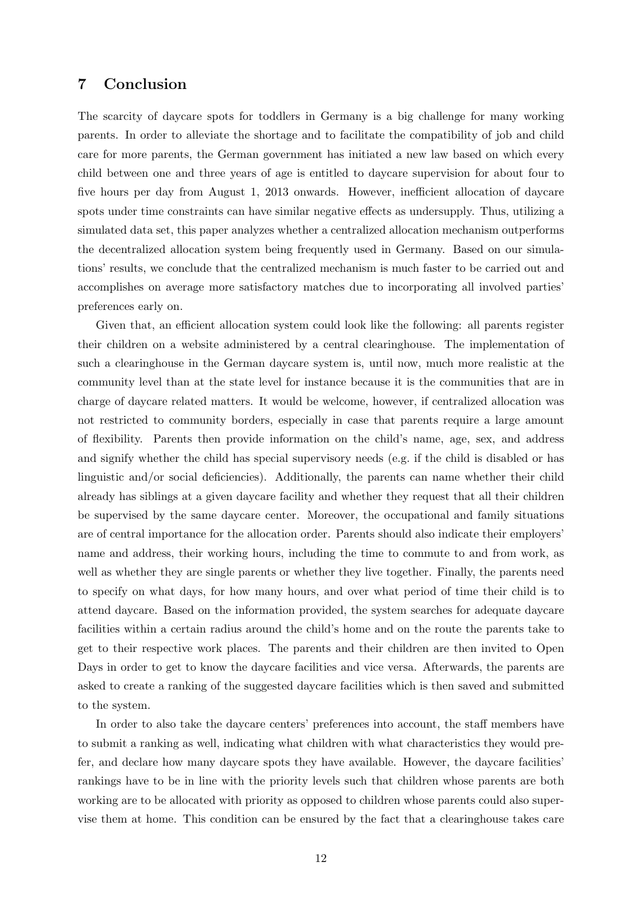## 7 Conclusion

The scarcity of daycare spots for toddlers in Germany is a big challenge for many working parents. In order to alleviate the shortage and to facilitate the compatibility of job and child care for more parents, the German government has initiated a new law based on which every child between one and three years of age is entitled to daycare supervision for about four to five hours per day from August 1, 2013 onwards. However, inefficient allocation of daycare spots under time constraints can have similar negative effects as undersupply. Thus, utilizing a simulated data set, this paper analyzes whether a centralized allocation mechanism outperforms the decentralized allocation system being frequently used in Germany. Based on our simulations' results, we conclude that the centralized mechanism is much faster to be carried out and accomplishes on average more satisfactory matches due to incorporating all involved parties' preferences early on.

Given that, an efficient allocation system could look like the following: all parents register their children on a website administered by a central clearinghouse. The implementation of such a clearinghouse in the German daycare system is, until now, much more realistic at the community level than at the state level for instance because it is the communities that are in charge of daycare related matters. It would be welcome, however, if centralized allocation was not restricted to community borders, especially in case that parents require a large amount of flexibility. Parents then provide information on the child's name, age, sex, and address and signify whether the child has special supervisory needs (e.g. if the child is disabled or has linguistic and/or social deficiencies). Additionally, the parents can name whether their child already has siblings at a given daycare facility and whether they request that all their children be supervised by the same daycare center. Moreover, the occupational and family situations are of central importance for the allocation order. Parents should also indicate their employers' name and address, their working hours, including the time to commute to and from work, as well as whether they are single parents or whether they live together. Finally, the parents need to specify on what days, for how many hours, and over what period of time their child is to attend daycare. Based on the information provided, the system searches for adequate daycare facilities within a certain radius around the child's home and on the route the parents take to get to their respective work places. The parents and their children are then invited to Open Days in order to get to know the daycare facilities and vice versa. Afterwards, the parents are asked to create a ranking of the suggested daycare facilities which is then saved and submitted to the system.

In order to also take the daycare centers' preferences into account, the staff members have to submit a ranking as well, indicating what children with what characteristics they would prefer, and declare how many daycare spots they have available. However, the daycare facilities' rankings have to be in line with the priority levels such that children whose parents are both working are to be allocated with priority as opposed to children whose parents could also supervise them at home. This condition can be ensured by the fact that a clearinghouse takes care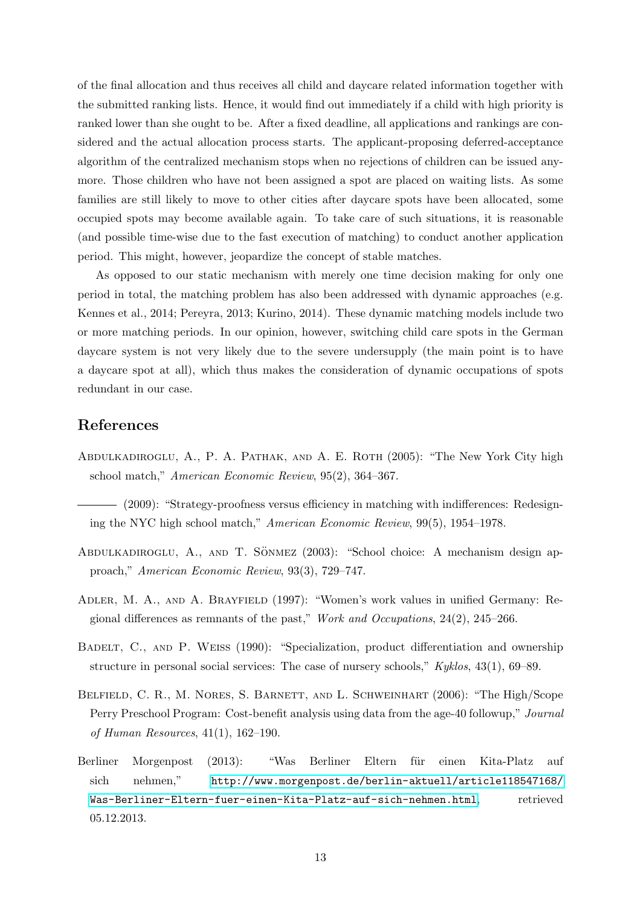of the final allocation and thus receives all child and daycare related information together with the submitted ranking lists. Hence, it would find out immediately if a child with high priority is ranked lower than she ought to be. After a fixed deadline, all applications and rankings are considered and the actual allocation process starts. The applicant-proposing deferred-acceptance algorithm of the centralized mechanism stops when no rejections of children can be issued anymore. Those children who have not been assigned a spot are placed on waiting lists. As some families are still likely to move to other cities after daycare spots have been allocated, some occupied spots may become available again. To take care of such situations, it is reasonable (and possible time-wise due to the fast execution of matching) to conduct another application period. This might, however, jeopardize the concept of stable matches.

As opposed to our static mechanism with merely one time decision making for only one period in total, the matching problem has also been addressed with dynamic approaches (e.g. Kennes et al., 2014; Pereyra, 2013; Kurino, 2014). These dynamic matching models include two or more matching periods. In our opinion, however, switching child care spots in the German daycare system is not very likely due to the severe undersupply (the main point is to have a daycare spot at all), which thus makes the consideration of dynamic occupations of spots redundant in our case.

## References

Abdulkadiroglu, A., P. A. Pathak, and A. E. Roth (2005): "The New York City high school match," *American Economic Review*, 95(2), 364–367.

——— (2009): "Strategy-proofness versus efficiency in matching with indifferences: Redesigning the NYC high school match," *American Economic Review*, 99(5), 1954–1978.

Abdulkadiroglu, A., and T. Sönmez (2003): "School choice: A mechanism design approach," *American Economic Review*, 93(3), 729–747.

Adler, M. A., and A. Brayfield (1997): "Women's work values in unified Germany: Regional differences as remnants of the past," *Work and Occupations*, 24(2), 245–266.

Badelt, C., and P. Weiss (1990): "Specialization, product differentiation and ownership structure in personal social services: The case of nursery schools," *Kyklos*, 43(1), 69–89.

Belfield, C. R., M. Nores, S. Barnett, and L. Schweinhart (2006): "The High/Scope Perry Preschool Program: Cost-benefit analysis using data from the age-40 followup," *Journal of Human Resources*, 41(1), 162–190.

Berliner Morgenpost (2013): "Was Berliner Eltern für einen Kita-Platz auf sich nehmen," http://www.morgenpost.de/berlin-aktuell/article118547168/Was-Berliner-Eltern-fuer-einen-Kita-Platz-auf-sich-nehmen.html, retrieved 05.12.2013.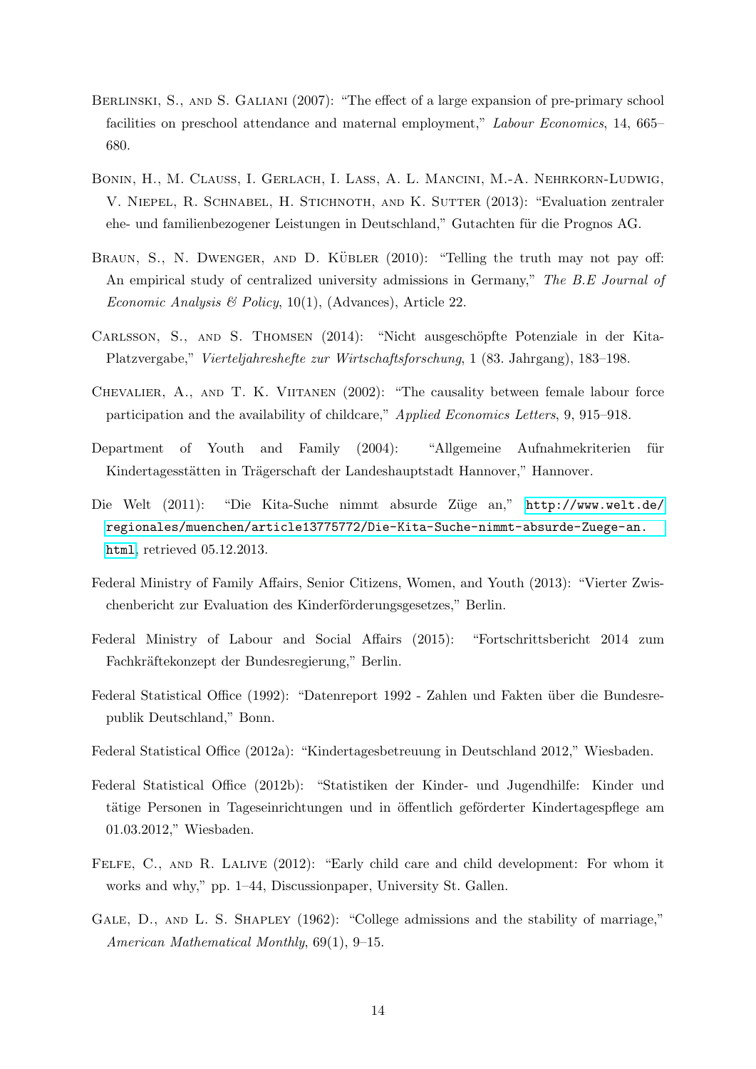Berlinski, S., and S. Galiani (2007): "The effect of a large expansion of pre-primary school facilities on preschool attendance and maternal employment," *Labour Economics*, 14, 665–680.

Bonin, H., M. Clauss, I. Gerlach, I. Lass, A. L. Mancini, M.-A. Nehrkorn-Ludwig, V. Niepel, R. Schnabel, H. Stichnoth, and K. Sutter (2013): "Evaluation zentraler ehe- und familienbezogener Leistungen in Deutschland," Gutachten für die Prognos AG.

Braun, S., N. Dwenger, and D. Kübler (2010): "Telling the truth may not pay off: An empirical study of centralized university admissions in Germany," *The B.E Journal of Economic Analysis & Policy*, 10(1), (Advances), Article 22.

Carlsson, S., and S. Thomsen (2014): "Nicht ausgeschöpfte Potenziale in der Kita-Platzvergabe," *Vierteljahreshefte zur Wirtschaftsforschung*, 1 (83. Jahrgang), 183–198.

Chevalier, A., and T. K. Viitanen (2002): "The causality between female labour force participation and the availability of childcare," *Applied Economics Letters*, 9, 915–918.

Department of Youth and Family (2004): "Allgemeine Aufnahmekriterien für Kindertagesstätten in Trägerschaft der Landeshauptstadt Hannover," Hannover.

Die Welt (2011): "Die Kita-Suche nimmt absurde Züge an," http://www.welt.de/regionales/muenchen/article13775772/Die-Kita-Suche-nimmt-absurde-Zuege-an.html, retrieved 05.12.2013.

Federal Ministry of Family Affairs, Senior Citizens, Women, and Youth (2013): "Vierter Zwischenbericht zur Evaluation des Kinderförderungsgesetzes," Berlin.

Federal Ministry of Labour and Social Affairs (2015): "Fortschrittsbericht 2014 zum Fachkräftekonzept der Bundesregierung," Berlin.

Federal Statistical Office (1992): "Datenreport 1992 - Zahlen und Fakten über die Bundesrepublik Deutschland," Bonn.

Federal Statistical Office (2012a): "Kindertagesbetreuung in Deutschland 2012," Wiesbaden.

Federal Statistical Office (2012b): "Statistiken der Kinder- und Jugendhilfe: Kinder und tätige Personen in Tageseinrichtungen und in öffentlich geförderter Kindertagespflege am 01.03.2012," Wiesbaden.

Felfe, C., and R. Lalive (2012): "Early child care and child development: For whom it works and why," pp. 1–44, Discussionpaper, University St. Gallen.

Gale, D., and L. S. Shapley (1962): "College admissions and the stability of marriage," *American Mathematical Monthly*, 69(1), 9–15.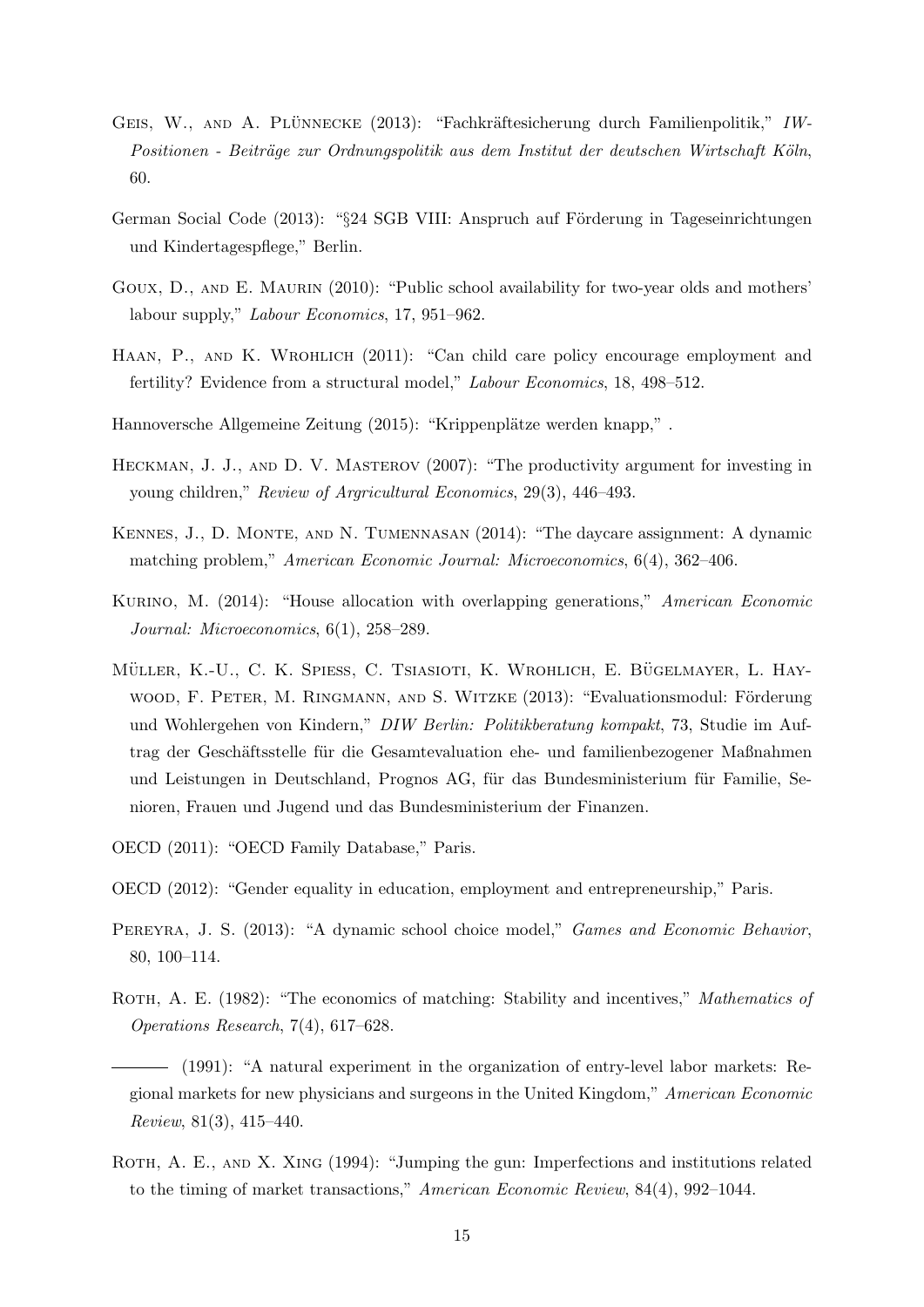Geis, W., and A. Plünnecke (2013): "Fachkräftesicherung durch Familienpolitik," *IW-Positionen - Beiträge zur Ordnungspolitik aus dem Institut der deutschen Wirtschaft Köln*, 60.

German Social Code (2013): "§24 SGB VIII: Anspruch auf Förderung in Tageseinrichtungen und Kindertagespflege," Berlin.

Goux, D., and E. Maurin (2010): "Public school availability for two-year olds and mothers' labour supply," *Labour Economics*, 17, 951–962.

Haan, P., and K. Wrohlich (2011): "Can child care policy encourage employment and fertility? Evidence from a structural model," *Labour Economics*, 18, 498–512.

Hannoversche Allgemeine Zeitung (2015): "Krippenplätze werden knapp," .

Heckman, J. J., and D. V. Masterov (2007): "The productivity argument for investing in young children," *Review of Argricultural Economics*, 29(3), 446–493.

Kennes, J., D. Monte, and N. Tumennasan (2014): "The daycare assignment: A dynamic matching problem," *American Economic Journal: Microeconomics*, 6(4), 362–406.

Kurino, M. (2014): "House allocation with overlapping generations," *American Economic Journal: Microeconomics*, 6(1), 258–289.

Müller, K.-U., C. K. Spiess, C. Tsiasioti, K. Wrohlich, E. Bügelmayer, L. Haywood, F. Peter, M. Ringmann, and S. Witzke (2013): "Evaluationsmodul: Förderung und Wohlergehen von Kindern," *DIW Berlin: Politikberatung kompakt*, 73, Studie im Auftrag der Geschäftsstelle für die Gesamtevaluation ehe- und familienbezogener Maßnahmen und Leistungen in Deutschland, Prognos AG, für das Bundesministerium für Familie, Senioren, Frauen und Jugend und das Bundesministerium der Finanzen.

OECD (2011): "OECD Family Database," Paris.

OECD (2012): "Gender equality in education, employment and entrepreneurship," Paris.

Pereyra, J. S. (2013): "A dynamic school choice model," *Games and Economic Behavior*, 80, 100–114.

Roth, A. E. (1982): "The economics of matching: Stability and incentives," *Mathematics of Operations Research*, 7(4), 617–628.

——— (1991): "A natural experiment in the organization of entry-level labor markets: Regional markets for new physicians and surgeons in the United Kingdom," *American Economic Review*, 81(3), 415–440.

Roth, A. E., and X. Xing (1994): "Jumping the gun: Imperfections and institutions related to the timing of market transactions," *American Economic Review*, 84(4), 992–1044.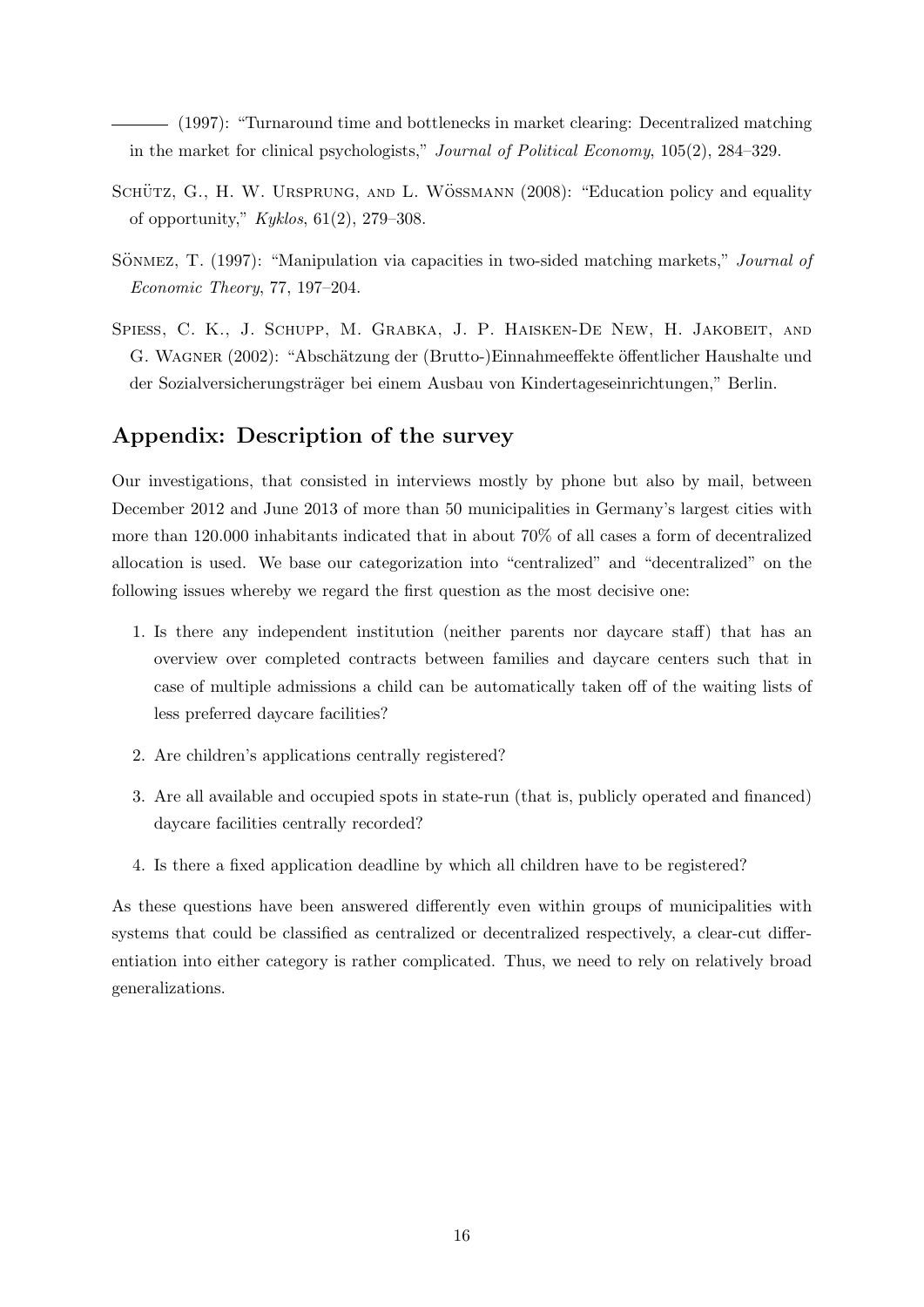——— (1997): "Turnaround time and bottlenecks in market clearing: Decentralized matching in the market for clinical psychologists," *Journal of Political Economy*, 105(2), 284–329.

Schütz, G., H. W. Ursprung, and L. Wössmann (2008): "Education policy and equality of opportunity," *Kyklos*, 61(2), 279–308.

Sönmez, T. (1997): "Manipulation via capacities in two-sided matching markets," *Journal of Economic Theory*, 77, 197–204.

Spiess, C. K., J. Schupp, M. Grabka, J. P. Haisken-De New, H. Jakobeit, and G. Wagner (2002): "Abschätzung der (Brutto-)Einnahmeeffekte öffentlicher Haushalte und der Sozialversicherungsträger bei einem Ausbau von Kindertageseinrichtungen," Berlin.

## Appendix: Description of the survey

Our investigations, that consisted in interviews mostly by phone but also by mail, between December 2012 and June 2013 of more than 50 municipalities in Germany's largest cities with more than 120.000 inhabitants indicated that in about 70% of all cases a form of decentralized allocation is used. We base our categorization into "centralized" and "decentralized" on the following issues whereby we regard the first question as the most decisive one:

1. Is there any independent institution (neither parents nor daycare staff) that has an overview over completed contracts between families and daycare centers such that in case of multiple admissions a child can be automatically taken off of the waiting lists of less preferred daycare facilities?
2. Are children's applications centrally registered?
3. Are all available and occupied spots in state-run (that is, publicly operated and financed) daycare facilities centrally recorded?
4. Is there a fixed application deadline by which all children have to be registered?

As these questions have been answered differently even within groups of municipalities with systems that could be classified as centralized or decentralized respectively, a clear-cut differentiation into either category is rather complicated. Thus, we need to rely on relatively broad generalizations.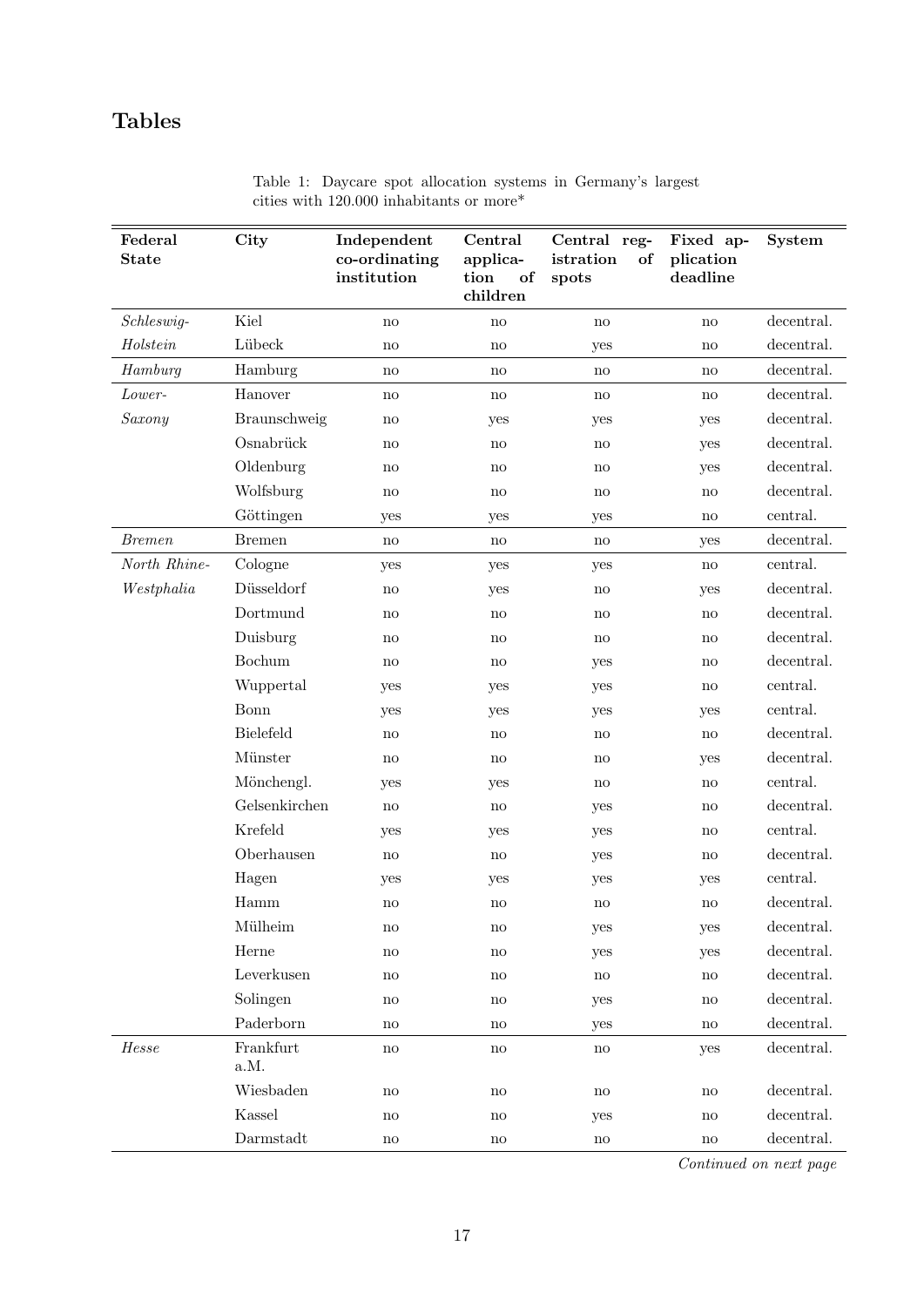# Tables

Table 1: Daycare spot allocation systems in Germany's largest cities with 120.000 inhabitants or more*

| Federal State | City | Independent co-ordinating institution | Central application of children | Central registration of spots | Fixed application deadline | System |
|---|---|---|---|---|---|---|
| *Schleswig-Holstein* | Kiel | no | no | no | no | decentral. |
| | Lübeck | no | no | yes | no | decentral. |
| *Hamburg* | Hamburg | no | no | no | no | decentral. |
| *Lower-Saxony* | Hanover | no | no | no | no | decentral. |
| | Braunschweig | no | yes | yes | yes | decentral. |
| | Osnabrück | no | no | no | yes | decentral. |
| | Oldenburg | no | no | no | yes | decentral. |
| | Wolfsburg | no | no | no | no | decentral. |
| | Göttingen | yes | yes | yes | no | central. |
| *Bremen* | Bremen | no | no | no | yes | decentral. |
| *North Rhine-Westphalia* | Cologne | yes | yes | yes | no | central. |
| | Düsseldorf | no | yes | no | yes | decentral. |
| | Dortmund | no | no | no | no | decentral. |
| | Duisburg | no | no | no | no | decentral. |
| | Bochum | no | no | yes | no | decentral. |
| | Wuppertal | yes | yes | yes | no | central. |
| | Bonn | yes | yes | yes | yes | central. |
| | Bielefeld | no | no | no | no | decentral. |
| | Münster | no | no | no | yes | decentral. |
| | Mönchengl. | yes | yes | no | no | central. |
| | Gelsenkirchen | no | no | yes | no | decentral. |
| | Krefeld | yes | yes | yes | no | central. |
| | Oberhausen | no | no | yes | no | decentral. |
| | Hagen | yes | yes | yes | yes | central. |
| | Hamm | no | no | no | no | decentral. |
| | Mülheim | no | no | yes | yes | decentral. |
| | Herne | no | no | yes | yes | decentral. |
| | Leverkusen | no | no | no | no | decentral. |
| | Solingen | no | no | yes | no | decentral. |
| | Paderborn | no | no | yes | no | decentral. |
| *Hesse* | Frankfurt a.M. | no | no | no | yes | decentral. |
| | Wiesbaden | no | no | no | no | decentral. |
| | Kassel | no | no | yes | no | decentral. |
| | Darmstadt | no | no | no | no | decentral. |

*Continued on next page*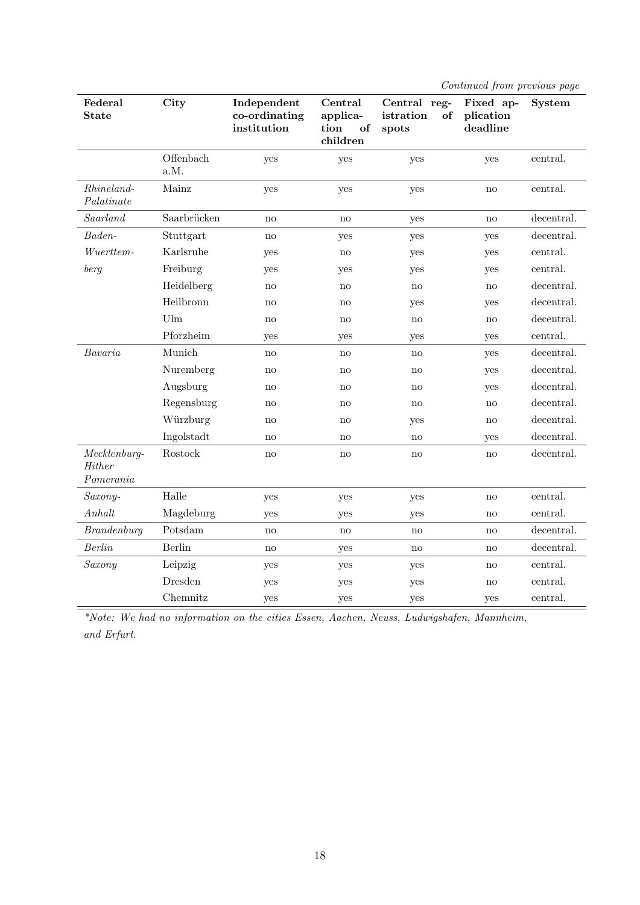*Continued from previous page*

| Federal State | City | Independent co-ordinating institution | Central application of children | Central registration of spots | Fixed application deadline | System |
|---|---|---|---|---|---|---|
| | Offenbach a.M. | yes | yes | yes | yes | central. |
| *Rhineland-Palatinate* | Mainz | yes | yes | yes | no | central. |
| *Saarland* | Saarbrücken | no | no | yes | no | decentral. |
| *Baden-Wuerttemberg* | Stuttgart | no | yes | yes | yes | decentral. |
| | Karlsruhe | yes | no | yes | yes | central. |
| | Freiburg | yes | yes | yes | yes | central. |
| | Heidelberg | no | no | no | no | decentral. |
| | Heilbronn | no | no | yes | yes | decentral. |
| | Ulm | no | no | no | no | decentral. |
| | Pforzheim | yes | yes | yes | yes | central. |
| *Bavaria* | Munich | no | no | no | yes | decentral. |
| | Nuremberg | no | no | no | yes | decentral. |
| | Augsburg | no | no | no | yes | decentral. |
| | Regensburg | no | no | no | no | decentral. |
| | Würzburg | no | no | yes | no | decentral. |
| | Ingolstadt | no | no | no | yes | decentral. |
| *Mecklenburg-Hither Pomerania* | Rostock | no | no | no | no | decentral. |
| *Saxony-Anhalt* | Halle | yes | yes | yes | no | central. |
| | Magdeburg | yes | yes | yes | no | central. |
| *Brandenburg* | Potsdam | no | no | no | no | decentral. |
| *Berlin* | Berlin | no | yes | no | no | decentral. |
| *Saxony* | Leipzig | yes | yes | yes | no | central. |
| | Dresden | yes | yes | yes | no | central. |
| | Chemnitz | yes | yes | yes | yes | central. |

*\*Note: We had no information on the cities Essen, Aachen, Neuss, Ludwigshafen, Mannheim, and Erfurt.*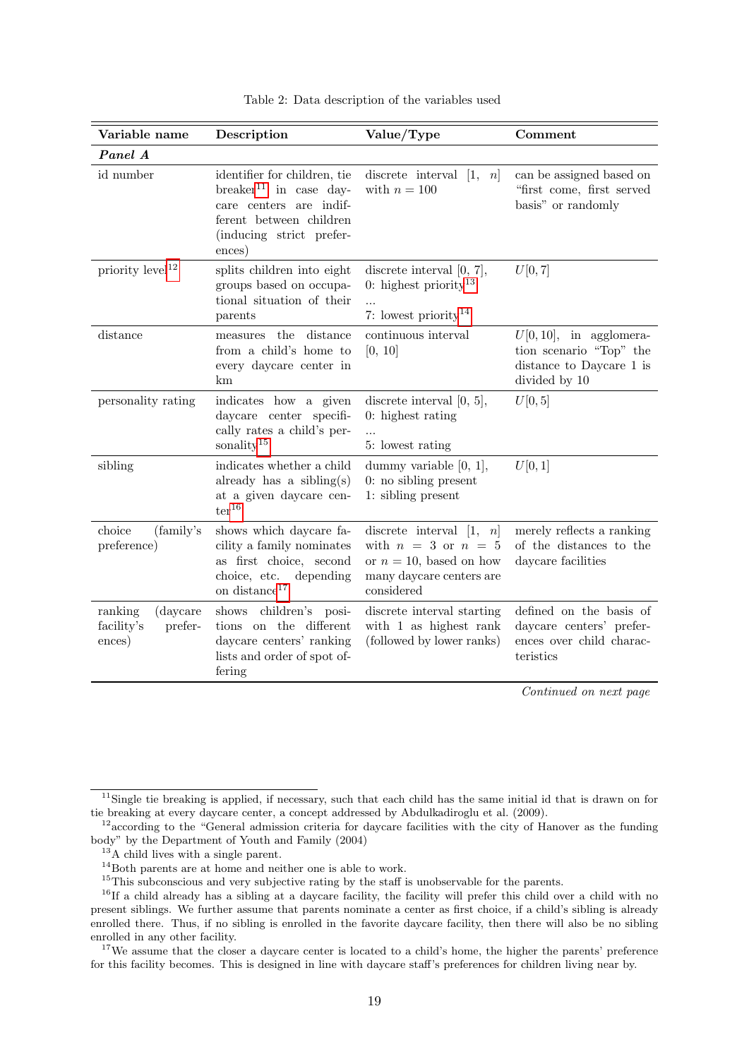Table 2: Data description of the variables used

| Variable name | Description | Value/Type | Comment |
|---|---|---|---|
| ***Panel A*** | | | |
| id number | identifier for children, tie breaker[11] in case daycare centers are indifferent between children (inducing strict preferences) | discrete interval $[1, n]$ with $n = 100$ | can be assigned based on "first come, first served basis" or randomly |
| priority level[12] | splits children into eight groups based on occupational situation of their parents | discrete interval $[0, 7]$, 0: highest priority[13] ... 7: lowest priority[14] | $U[0, 7]$ |
| distance | measures the distance from a child's home to every daycare center in km | continuous interval $[0, 10]$ | $U[0, 10]$, in agglomeration scenario "Top" the distance to Daycare 1 is divided by 10 |
| personality rating | indicates how a given daycare center specifically rates a child's personality[15] | discrete interval $[0, 5]$, 0: highest rating ... 5: lowest rating | $U[0, 5]$ |
| sibling | indicates whether a child already has a sibling(s) at a given daycare center[16] | dummy variable $[0, 1]$, 0: no sibling present 1: sibling present | $U[0, 1]$ |
| choice (family's preference) | shows which daycare facility a family nominates as first choice, second choice, etc. depending on distance[17] | discrete interval $[1, n]$ with $n = 3$ or $n = 5$ or $n = 10$, based on how many daycare centers are considered | merely reflects a ranking of the distances to the daycare facilities |
| ranking (daycare facility's preferences) | shows children's positions on the different daycare centers' ranking lists and order of spot offering | discrete interval starting with 1 as highest rank (followed by lower ranks) | defined on the basis of daycare centers' preferences over child characteristics |

*Continued on next page*

[11] Single tie breaking is applied, if necessary, such that each child has the same initial id that is drawn on for tie breaking at every daycare center, a concept addressed by Abdulkadiroglu et al. (2009).

[12] according to the "General admission criteria for daycare facilities with the city of Hanover as the funding body" by the Department of Youth and Family (2004)

[13] A child lives with a single parent.

[14] Both parents are at home and neither one is able to work.

[15] This subconscious and very subjective rating by the staff is unobservable for the parents.

[16] If a child already has a sibling at a daycare facility, the facility will prefer this child over a child with no present siblings. We further assume that parents nominate a center as first choice, if a child's sibling is already enrolled there. Thus, if no sibling is enrolled in the favorite daycare facility, then there will also be no sibling enrolled in any other facility.

[17] We assume that the closer a daycare center is located to a child's home, the higher the parents' preference for this facility becomes. This is designed in line with daycare staff's preferences for children living near by.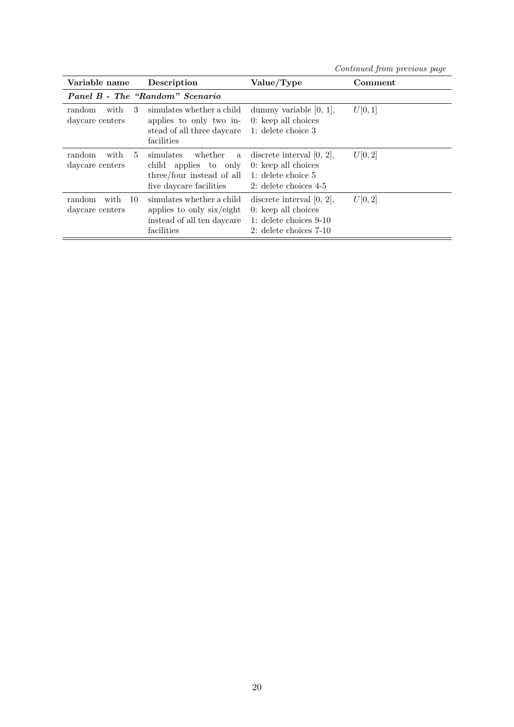*Continued from previous page*

| Variable name | Description | Value/Type | Comment |
|---|---|---|---|
| ***Panel B - The "Random" Scenario*** | | | |
| random with 3 daycare centers | simulates whether a child applies to only two instead of all three daycare facilities | dummy variable [0, 1], 0: keep all choices 1: delete choice 3 | $U[0, 1]$ |
| random with 5 daycare centers | simulates whether a child applies to only three/four instead of all five daycare facilities | discrete interval [0, 2], 0: keep all choices 1: delete choice 5 2: delete choices 4-5 | $U[0, 2]$ |
| random with 10 daycare centers | simulates whether a child applies to only six/eight instead of all ten daycare facilities | discrete interval [0, 2], 0: keep all choices 1: delete choices 9-10 2: delete choices 7-10 | $U[0, 2]$ |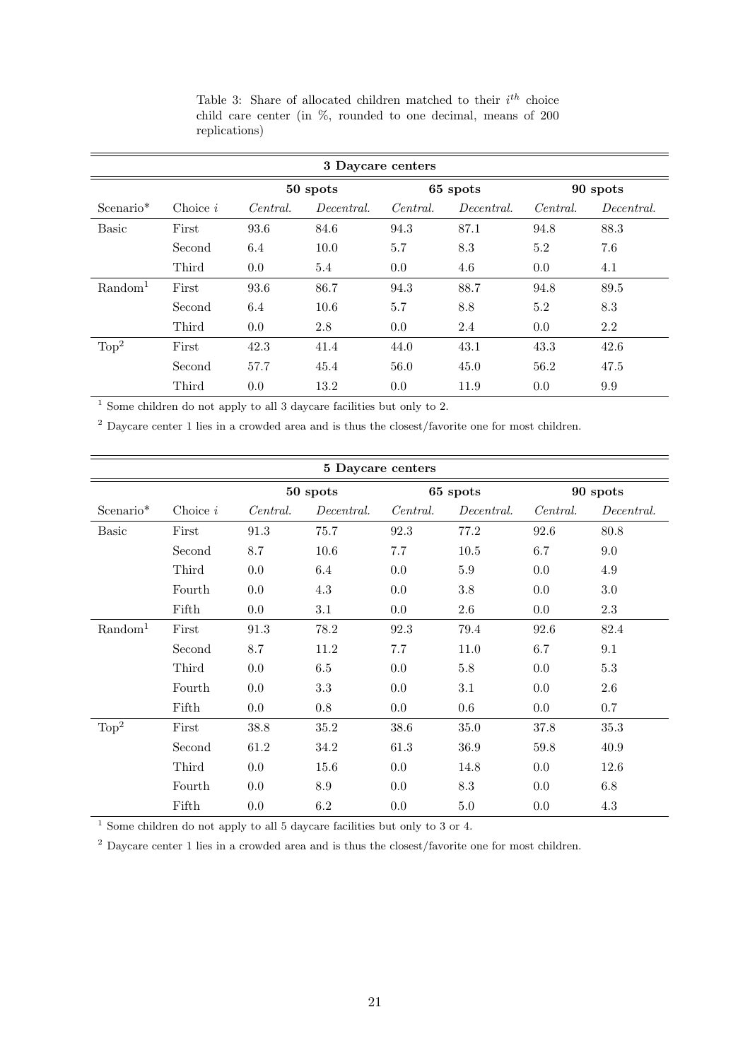Table 3: Share of allocated children matched to their $i^{th}$ choice child care center (in %, rounded to one decimal, means of 200 replications)

| **3 Daycare centers** | | | | | | | |
|---|---|---|---|---|---|---|---|
| | | **50 spots** | | **65 spots** | | **90 spots** | |
| Scenario* | Choice $i$ | *Central.* | *Decentral.* | *Central.* | *Decentral.* | *Central.* | *Decentral.* |
| Basic | First | 93.6 | 84.6 | 94.3 | 87.1 | 94.8 | 88.3 |
| | Second | 6.4 | 10.0 | 5.7 | 8.3 | 5.2 | 7.6 |
| | Third | 0.0 | 5.4 | 0.0 | 4.6 | 0.0 | 4.1 |
| Random[1] | First | 93.6 | 86.7 | 94.3 | 88.7 | 94.8 | 89.5 |
| | Second | 6.4 | 10.6 | 5.7 | 8.8 | 5.2 | 8.3 |
| | Third | 0.0 | 2.8 | 0.0 | 2.4 | 0.0 | 2.2 |
| Top[2] | First | 42.3 | 41.4 | 44.0 | 43.1 | 43.3 | 42.6 |
| | Second | 57.7 | 45.4 | 56.0 | 45.0 | 56.2 | 47.5 |
| | Third | 0.0 | 13.2 | 0.0 | 11.9 | 0.0 | 9.9 |

[1] Some children do not apply to all 3 daycare facilities but only to 2.

[2] Daycare center 1 lies in a crowded area and is thus the closest/favorite one for most children.

| **5 Daycare centers** | | | | | | | |
|---|---|---|---|---|---|---|---|
| | | **50 spots** | | **65 spots** | | **90 spots** | |
| Scenario* | Choice $i$ | *Central.* | *Decentral.* | *Central.* | *Decentral.* | *Central.* | *Decentral.* |
| Basic | First | 91.3 | 75.7 | 92.3 | 77.2 | 92.6 | 80.8 |
| | Second | 8.7 | 10.6 | 7.7 | 10.5 | 6.7 | 9.0 |
| | Third | 0.0 | 6.4 | 0.0 | 5.9 | 0.0 | 4.9 |
| | Fourth | 0.0 | 4.3 | 0.0 | 3.8 | 0.0 | 3.0 |
| | Fifth | 0.0 | 3.1 | 0.0 | 2.6 | 0.0 | 2.3 |
| Random[1] | First | 91.3 | 78.2 | 92.3 | 79.4 | 92.6 | 82.4 |
| | Second | 8.7 | 11.2 | 7.7 | 11.0 | 6.7 | 9.1 |
| | Third | 0.0 | 6.5 | 0.0 | 5.8 | 0.0 | 5.3 |
| | Fourth | 0.0 | 3.3 | 0.0 | 3.1 | 0.0 | 2.6 |
| | Fifth | 0.0 | 0.8 | 0.0 | 0.6 | 0.0 | 0.7 |
| Top[2] | First | 38.8 | 35.2 | 38.6 | 35.0 | 37.8 | 35.3 |
| | Second | 61.2 | 34.2 | 61.3 | 36.9 | 59.8 | 40.9 |
| | Third | 0.0 | 15.6 | 0.0 | 14.8 | 0.0 | 12.6 |
| | Fourth | 0.0 | 8.9 | 0.0 | 8.3 | 0.0 | 6.8 |
| | Fifth | 0.0 | 6.2 | 0.0 | 5.0 | 0.0 | 4.3 |

[1] Some children do not apply to all 5 daycare facilities but only to 3 or 4.

[2] Daycare center 1 lies in a crowded area and is thus the closest/favorite one for most children.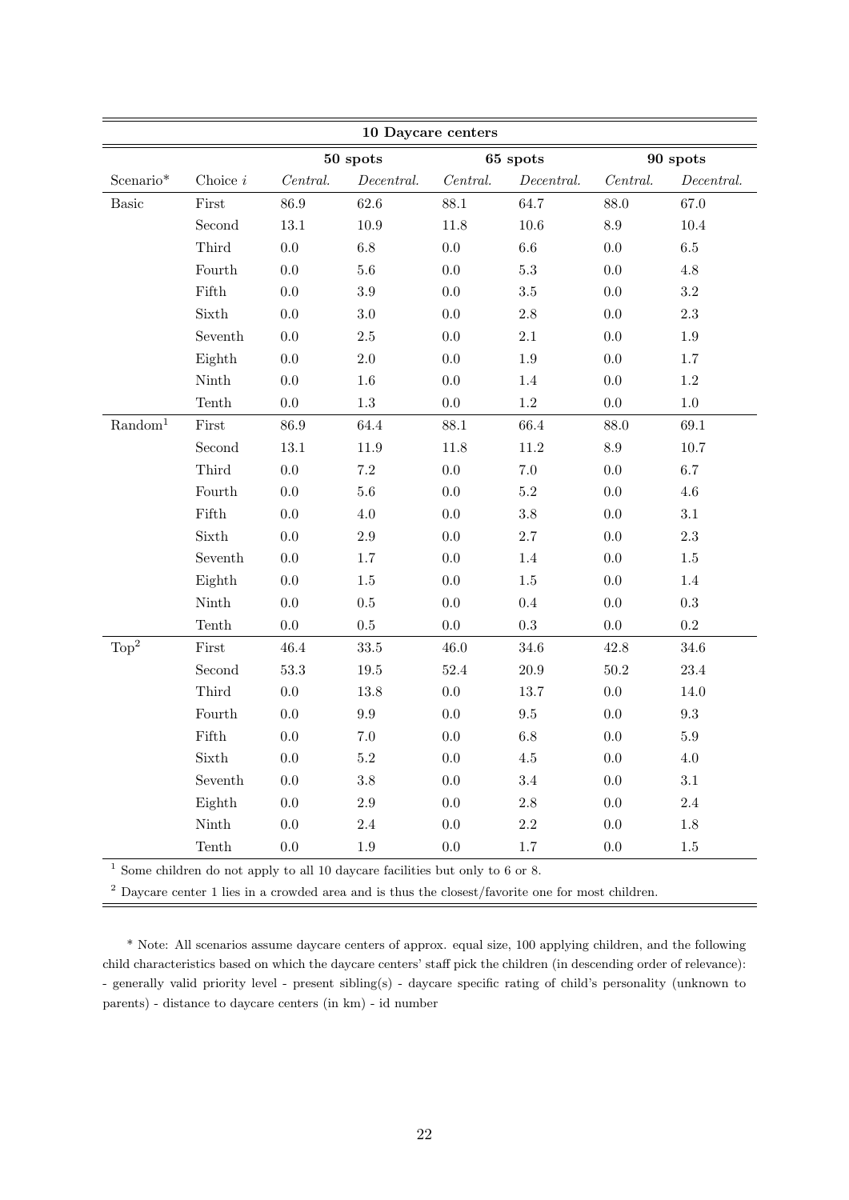| 10 Daycare centers | | | | | | | |
|---|---|---|---|---|---|---|---|
| | | 50 spots | | 65 spots | | 90 spots | |
| Scenario* | Choice $i$ | *Central.* | *Decentral.* | *Central.* | *Decentral.* | *Central.* | *Decentral.* |
| Basic | First | 86.9 | 62.6 | 88.1 | 64.7 | 88.0 | 67.0 |
| | Second | 13.1 | 10.9 | 11.8 | 10.6 | 8.9 | 10.4 |
| | Third | 0.0 | 6.8 | 0.0 | 6.6 | 0.0 | 6.5 |
| | Fourth | 0.0 | 5.6 | 0.0 | 5.3 | 0.0 | 4.8 |
| | Fifth | 0.0 | 3.9 | 0.0 | 3.5 | 0.0 | 3.2 |
| | Sixth | 0.0 | 3.0 | 0.0 | 2.8 | 0.0 | 2.3 |
| | Seventh | 0.0 | 2.5 | 0.0 | 2.1 | 0.0 | 1.9 |
| | Eighth | 0.0 | 2.0 | 0.0 | 1.9 | 0.0 | 1.7 |
| | Ninth | 0.0 | 1.6 | 0.0 | 1.4 | 0.0 | 1.2 |
| | Tenth | 0.0 | 1.3 | 0.0 | 1.2 | 0.0 | 1.0 |
| Random[1] | First | 86.9 | 64.4 | 88.1 | 66.4 | 88.0 | 69.1 |
| | Second | 13.1 | 11.9 | 11.8 | 11.2 | 8.9 | 10.7 |
| | Third | 0.0 | 7.2 | 0.0 | 7.0 | 0.0 | 6.7 |
| | Fourth | 0.0 | 5.6 | 0.0 | 5.2 | 0.0 | 4.6 |
| | Fifth | 0.0 | 4.0 | 0.0 | 3.8 | 0.0 | 3.1 |
| | Sixth | 0.0 | 2.9 | 0.0 | 2.7 | 0.0 | 2.3 |
| | Seventh | 0.0 | 1.7 | 0.0 | 1.4 | 0.0 | 1.5 |
| | Eighth | 0.0 | 1.5 | 0.0 | 1.5 | 0.0 | 1.4 |
| | Ninth | 0.0 | 0.5 | 0.0 | 0.4 | 0.0 | 0.3 |
| | Tenth | 0.0 | 0.5 | 0.0 | 0.3 | 0.0 | 0.2 |
| Top[2] | First | 46.4 | 33.5 | 46.0 | 34.6 | 42.8 | 34.6 |
| | Second | 53.3 | 19.5 | 52.4 | 20.9 | 50.2 | 23.4 |
| | Third | 0.0 | 13.8 | 0.0 | 13.7 | 0.0 | 14.0 |
| | Fourth | 0.0 | 9.9 | 0.0 | 9.5 | 0.0 | 9.3 |
| | Fifth | 0.0 | 7.0 | 0.0 | 6.8 | 0.0 | 5.9 |
| | Sixth | 0.0 | 5.2 | 0.0 | 4.5 | 0.0 | 4.0 |
| | Seventh | 0.0 | 3.8 | 0.0 | 3.4 | 0.0 | 3.1 |
| | Eighth | 0.0 | 2.9 | 0.0 | 2.8 | 0.0 | 2.4 |
| | Ninth | 0.0 | 2.4 | 0.0 | 2.2 | 0.0 | 1.8 |
| | Tenth | 0.0 | 1.9 | 0.0 | 1.7 | 0.0 | 1.5 |

[1] Some children do not apply to all 10 daycare facilities but only to 6 or 8.

[2] Daycare center 1 lies in a crowded area and is thus the closest/favorite one for most children.

\* Note: All scenarios assume daycare centers of approx. equal size, 100 applying children, and the following child characteristics based on which the daycare centers' staff pick the children (in descending order of relevance): - generally valid priority level - present sibling(s) - daycare specific rating of child's personality (unknown to parents) - distance to daycare centers (in km) - id number